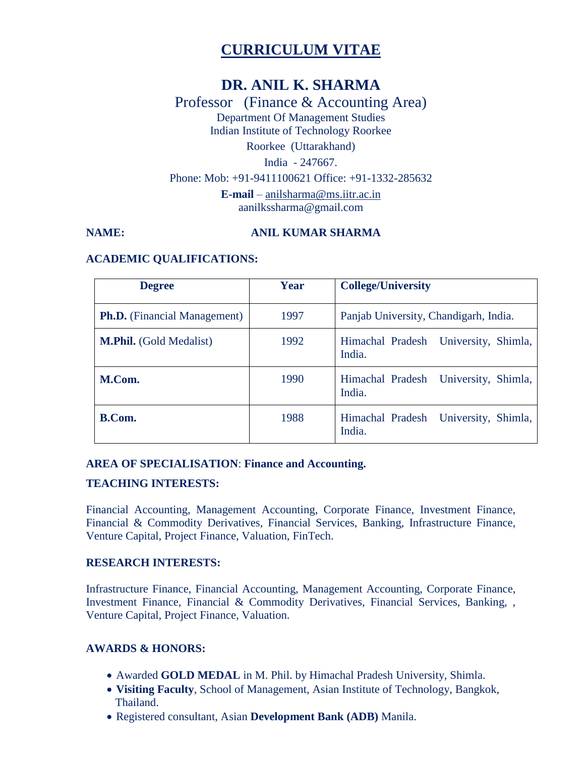# CURRICULUM VITAE

## DR. ANIL K. SHARMA

Professor (Finance & Accounting Area)

Department Of Management Studies

Indian Institute of Technology Roorkee

Roorkee (Uttarakhand)

India - 247667.

Phone: Mob: +91-9411100621 Office: +91-1332-285632

**E-mail** – anilsharma@ms.iitr.ac.in

aanilkssharma@gmail.com

**NAME:** **ANIL KUMAR SHARMA**

**ACADEMIC QUALIFICATIONS:**

| Degree | Year | College/University |
|---|---|---|
| **Ph.D.** (Financial Management) | 1997 | Panjab University, Chandigarh, India. |
| **M.Phil.** (Gold Medalist) | 1992 | Himachal Pradesh University, Shimla, India. |
| **M.Com.** | 1990 | Himachal Pradesh University, Shimla, India. |
| **B.Com.** | 1988 | Himachal Pradesh University, Shimla, India. |

**AREA OF SPECIALISATION**: **Finance and Accounting.**

**TEACHING INTERESTS:**

Financial Accounting, Management Accounting, Corporate Finance, Investment Finance, Financial & Commodity Derivatives, Financial Services, Banking, Infrastructure Finance, Venture Capital, Project Finance, Valuation, FinTech.

**RESEARCH INTERESTS:**

Infrastructure Finance, Financial Accounting, Management Accounting, Corporate Finance, Investment Finance, Financial & Commodity Derivatives, Financial Services, Banking, , Venture Capital, Project Finance, Valuation.

**AWARDS & HONORS:**

- Awarded **GOLD MEDAL** in M. Phil. by Himachal Pradesh University, Shimla.
- **Visiting Faculty**, School of Management, Asian Institute of Technology, Bangkok, Thailand.
- Registered consultant, Asian **Development Bank (ADB)** Manila.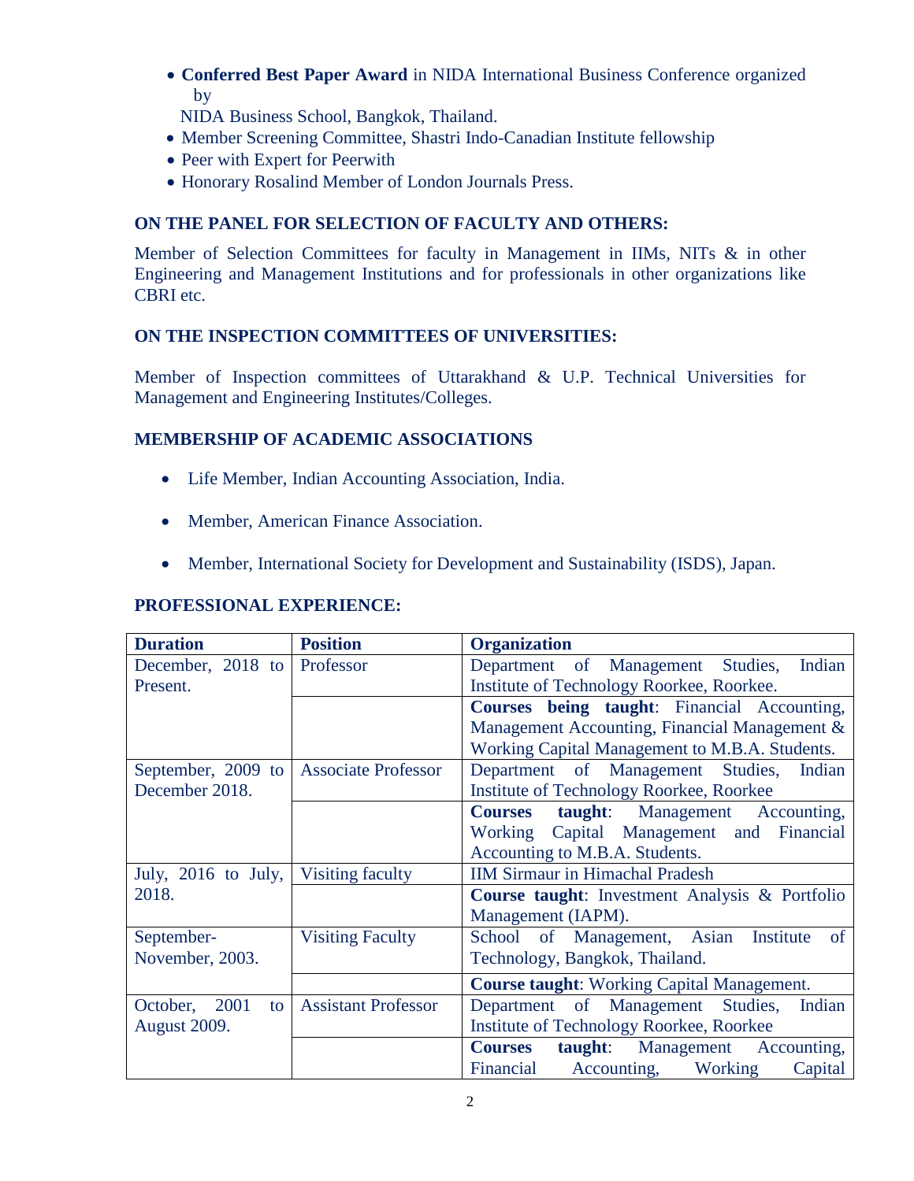- **Conferred Best Paper Award** in NIDA International Business Conference organized by NIDA Business School, Bangkok, Thailand.
- Member Screening Committee, Shastri Indo-Canadian Institute fellowship
- Peer with Expert for Peerwith
- Honorary Rosalind Member of London Journals Press.

### ON THE PANEL FOR SELECTION OF FACULTY AND OTHERS:

Member of Selection Committees for faculty in Management in IIMs, NITs & in other Engineering and Management Institutions and for professionals in other organizations like CBRI etc.

### ON THE INSPECTION COMMITTEES OF UNIVERSITIES:

Member of Inspection committees of Uttarakhand & U.P. Technical Universities for Management and Engineering Institutes/Colleges.

### MEMBERSHIP OF ACADEMIC ASSOCIATIONS

- Life Member, Indian Accounting Association, India.
- Member, American Finance Association.
- Member, International Society for Development and Sustainability (ISDS), Japan.

### PROFESSIONAL EXPERIENCE:

| Duration | Position | Organization |
|---|---|---|
| December, 2018 to Present. | Professor | Department of Management Studies, Indian Institute of Technology Roorkee, Roorkee. |
| | | **Courses being taught**: Financial Accounting, Management Accounting, Financial Management & Working Capital Management to M.B.A. Students. |
| September, 2009 to December 2018. | Associate Professor | Department of Management Studies, Indian Institute of Technology Roorkee, Roorkee |
| | | **Courses taught**: Management Accounting, Working Capital Management and Financial Accounting to M.B.A. Students. |
| July, 2016 to July, 2018. | Visiting faculty | IIM Sirmaur in Himachal Pradesh |
| | | **Course taught**: Investment Analysis & Portfolio Management (IAPM). |
| September-November, 2003. | Visiting Faculty | School of Management, Asian Institute of Technology, Bangkok, Thailand. |
| | | **Course taught**: Working Capital Management. |
| October, 2001 to August 2009. | Assistant Professor | Department of Management Studies, Indian Institute of Technology Roorkee, Roorkee |
| | | **Courses taught**: Management Accounting, Financial Accounting, Working Capital |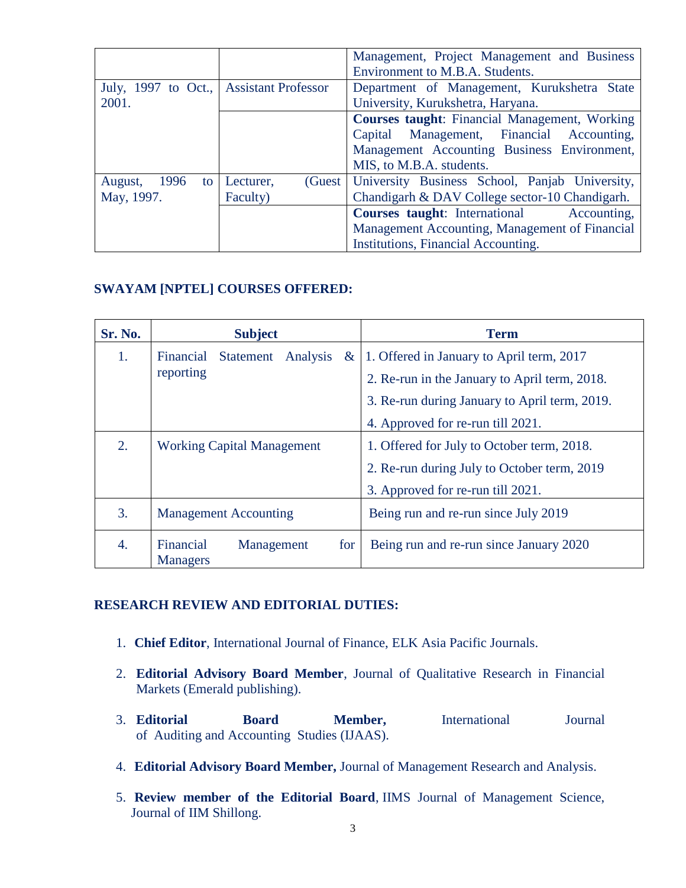| | | Management, Project Management and Business Environment to M.B.A. Students. |
|---|---|---|
| July, 1997 to Oct., 2001. | Assistant Professor | Department of Management, Kurukshetra State University, Kurukshetra, Haryana. |
| | | **Courses taught**: Financial Management, Working Capital Management, Financial Accounting, Management Accounting Business Environment, MIS, to M.B.A. students. |
| August, 1996 to May, 1997. | Lecturer, (Guest Faculty) | University Business School, Panjab University, Chandigarh & DAV College sector-10 Chandigarh. |
| | | **Courses taught**: International Accounting, Management Accounting, Management of Financial Institutions, Financial Accounting. |

## SWAYAM [NPTEL] COURSES OFFERED:

| Sr. No. | Subject | Term |
|---|---|---|
| 1. | Financial Statement Analysis & reporting | 1. Offered in January to April term, 2017<br>2. Re-run in the January to April term, 2018.<br>3. Re-run during January to April term, 2019.<br>4. Approved for re-run till 2021. |
| 2. | Working Capital Management | 1. Offered for July to October term, 2018.<br>2. Re-run during July to October term, 2019<br>3. Approved for re-run till 2021. |
| 3. | Management Accounting | Being run and re-run since July 2019 |
| 4. | Financial Management for Managers | Being run and re-run since January 2020 |

## RESEARCH REVIEW AND EDITORIAL DUTIES:

1. **Chief Editor**, International Journal of Finance, ELK Asia Pacific Journals.
2. **Editorial Advisory Board Member**, Journal of Qualitative Research in Financial Markets (Emerald publishing).
3. **Editorial Board Member,** International Journal of Auditing and Accounting Studies (IJAAS).
4. **Editorial Advisory Board Member,** Journal of Management Research and Analysis.
5. **Review member of the Editorial Board**, IIMS Journal of Management Science, Journal of IIM Shillong.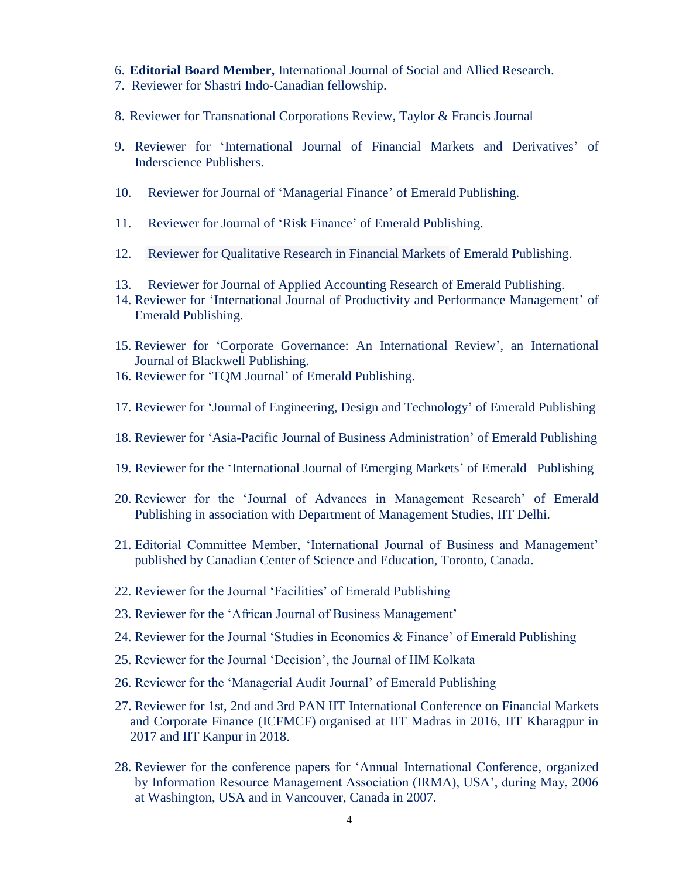6. **Editorial Board Member,** International Journal of Social and Allied Research.
7. Reviewer for Shastri Indo-Canadian fellowship.
8. Reviewer for Transnational Corporations Review, Taylor & Francis Journal
9. Reviewer for 'International Journal of Financial Markets and Derivatives' of Inderscience Publishers.
10. Reviewer for Journal of 'Managerial Finance' of Emerald Publishing.
11. Reviewer for Journal of 'Risk Finance' of Emerald Publishing.
12. Reviewer for Qualitative Research in Financial Markets of Emerald Publishing.
13. Reviewer for Journal of Applied Accounting Research of Emerald Publishing.
14. Reviewer for 'International Journal of Productivity and Performance Management' of Emerald Publishing.
15. Reviewer for 'Corporate Governance: An International Review', an International Journal of Blackwell Publishing.
16. Reviewer for 'TQM Journal' of Emerald Publishing.
17. Reviewer for 'Journal of Engineering, Design and Technology' of Emerald Publishing
18. Reviewer for 'Asia-Pacific Journal of Business Administration' of Emerald Publishing
19. Reviewer for the 'International Journal of Emerging Markets' of Emerald Publishing
20. Reviewer for the 'Journal of Advances in Management Research' of Emerald Publishing in association with Department of Management Studies, IIT Delhi.
21. Editorial Committee Member, 'International Journal of Business and Management' published by Canadian Center of Science and Education, Toronto, Canada.
22. Reviewer for the Journal 'Facilities' of Emerald Publishing
23. Reviewer for the 'African Journal of Business Management'
24. Reviewer for the Journal 'Studies in Economics & Finance' of Emerald Publishing
25. Reviewer for the Journal 'Decision', the Journal of IIM Kolkata
26. Reviewer for the 'Managerial Audit Journal' of Emerald Publishing
27. Reviewer for 1st, 2nd and 3rd PAN IIT International Conference on Financial Markets and Corporate Finance (ICFMCF) organised at IIT Madras in 2016, IIT Kharagpur in 2017 and IIT Kanpur in 2018.
28. Reviewer for the conference papers for 'Annual International Conference, organized by Information Resource Management Association (IRMA), USA', during May, 2006 at Washington, USA and in Vancouver, Canada in 2007.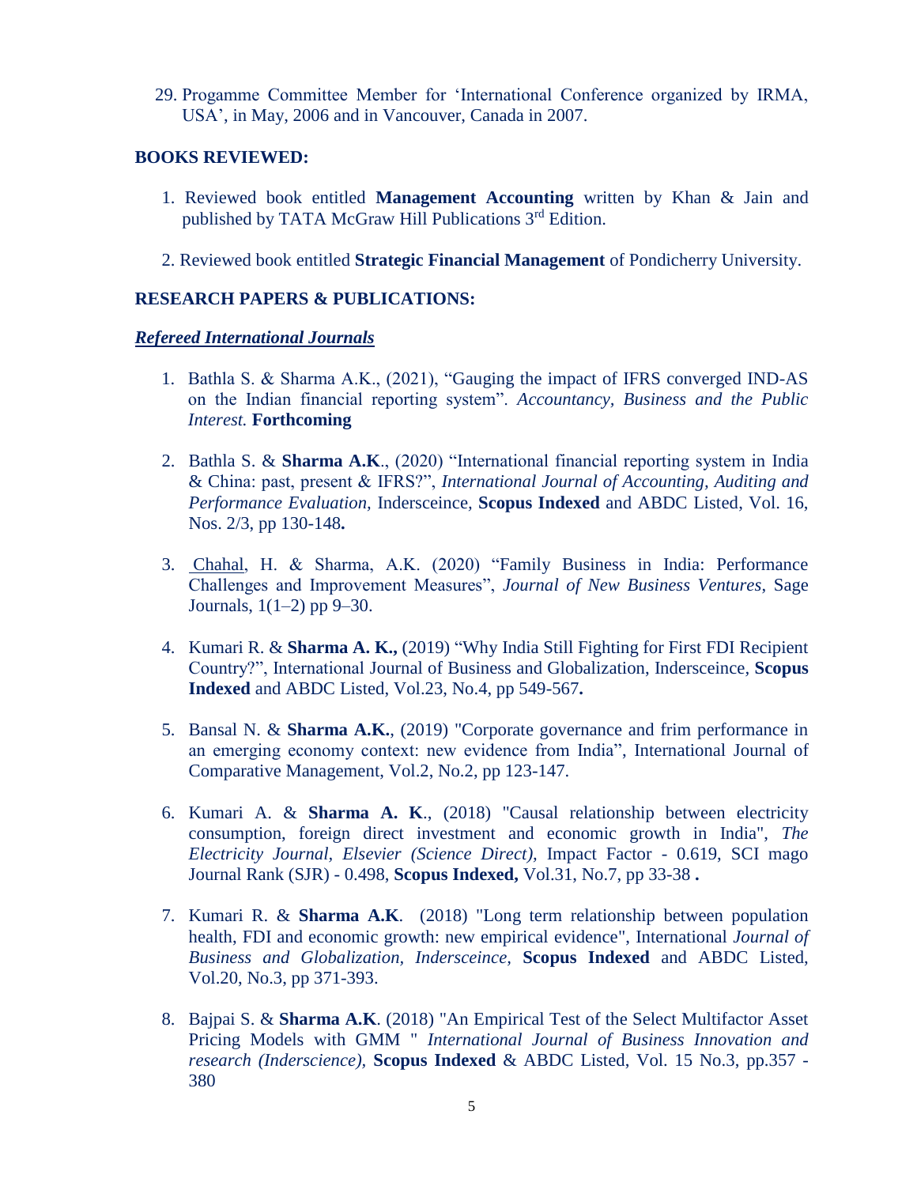29. Progamme Committee Member for 'International Conference organized by IRMA, USA', in May, 2006 and in Vancouver, Canada in 2007.

**BOOKS REVIEWED:**

1. Reviewed book entitled **Management Accounting** written by Khan & Jain and published by TATA McGraw Hill Publications 3rd Edition.
2. Reviewed book entitled **Strategic Financial Management** of Pondicherry University.

**RESEARCH PAPERS & PUBLICATIONS:**

***Refereed International Journals***

1. Bathla S. & Sharma A.K., (2021), "Gauging the impact of IFRS converged IND-AS on the Indian financial reporting system". *Accountancy, Business and the Public Interest.* **Forthcoming**
2. Bathla S. & **Sharma A.K**., (2020) "International financial reporting system in India & China: past, present & IFRS?", *International Journal of Accounting, Auditing and Performance Evaluation,* Indersceince, **Scopus Indexed** and ABDC Listed, Vol. 16, Nos. 2/3, pp 130-148**.**
3. Chahal, H. & Sharma, A.K. (2020) "Family Business in India: Performance Challenges and Improvement Measures", *Journal of New Business Ventures,* Sage Journals, 1(1–2) pp 9–30.
4. Kumari R. & **Sharma A. K.,** (2019) "Why India Still Fighting for First FDI Recipient Country?", International Journal of Business and Globalization, Indersceince, **Scopus Indexed** and ABDC Listed, Vol.23, No.4, pp 549-567**.**
5. Bansal N. & **Sharma A.K.**, (2019) "Corporate governance and frim performance in an emerging economy context: new evidence from India", International Journal of Comparative Management, Vol.2, No.2, pp 123-147.
6. Kumari A. & **Sharma A. K**., (2018) "Causal relationship between electricity consumption, foreign direct investment and economic growth in India", *The Electricity Journal, Elsevier (Science Direct),* Impact Factor - 0.619, SCI mago Journal Rank (SJR) - 0.498, **Scopus Indexed,** Vol.31, No.7, pp 33-38 **.**
7. Kumari R. & **Sharma A.K**. (2018) "Long term relationship between population health, FDI and economic growth: new empirical evidence", International *Journal of Business and Globalization, Indersceince,* **Scopus Indexed** and ABDC Listed, Vol.20, No.3, pp 371-393.
8. Bajpai S. & **Sharma A.K**. (2018) "An Empirical Test of the Select Multifactor Asset Pricing Models with GMM " *International Journal of Business Innovation and research (Inderscience),* **Scopus Indexed** & ABDC Listed, Vol. 15 No.3, pp.357 - 380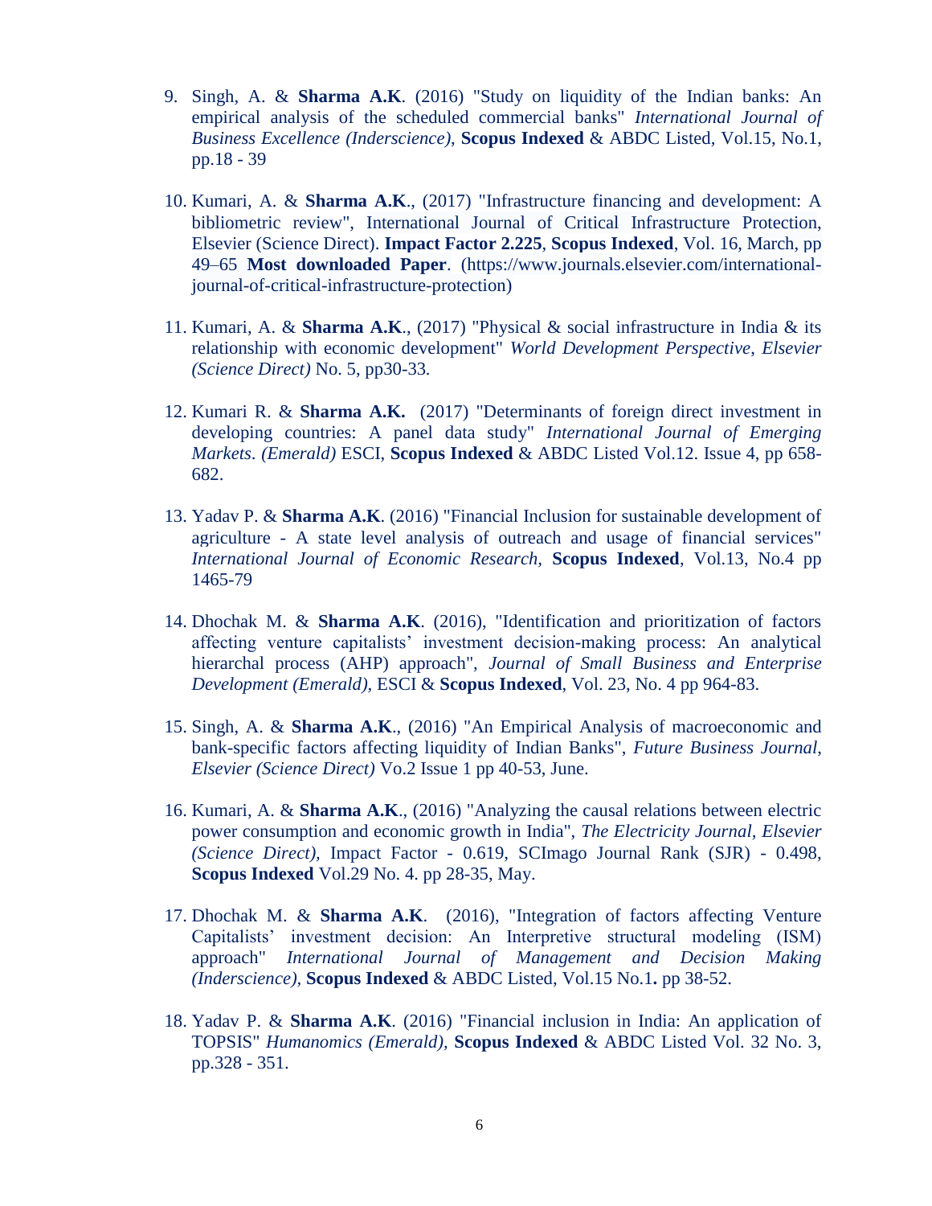9. Singh, A. & **Sharma A.K**. (2016) "Study on liquidity of the Indian banks: An empirical analysis of the scheduled commercial banks" *International Journal of Business Excellence (Inderscience)*, **Scopus Indexed** & ABDC Listed, Vol.15, No.1, pp.18 - 39

10. Kumari, A. & **Sharma A.K**., (2017) "Infrastructure financing and development: A bibliometric review", International Journal of Critical Infrastructure Protection, Elsevier (Science Direct). **Impact Factor 2.225**, **Scopus Indexed**, Vol. 16, March, pp 49–65 **Most downloaded Paper**. (https://www.journals.elsevier.com/international-journal-of-critical-infrastructure-protection)

11. Kumari, A. & **Sharma A.K**., (2017) "Physical & social infrastructure in India & its relationship with economic development" *World Development Perspective*, *Elsevier (Science Direct)* No. 5, pp30-33.

12. Kumari R. & **Sharma A.K.** (2017) "Determinants of foreign direct investment in developing countries: A panel data study" *International Journal of Emerging Markets. (Emerald)* ESCI, **Scopus Indexed** & ABDC Listed Vol.12. Issue 4, pp 658-682.

13. Yadav P. & **Sharma A.K**. (2016) "Financial Inclusion for sustainable development of agriculture - A state level analysis of outreach and usage of financial services" *International Journal of Economic Research*, **Scopus Indexed**, Vol.13, No.4 pp 1465-79

14. Dhochak M. & **Sharma A.K**. (2016), "Identification and prioritization of factors affecting venture capitalists' investment decision-making process: An analytical hierarchal process (AHP) approach", *Journal of Small Business and Enterprise Development (Emerald)*, ESCI & **Scopus Indexed**, Vol. 23, No. 4 pp 964-83.

15. Singh, A. & **Sharma A.K**., (2016) "An Empirical Analysis of macroeconomic and bank-specific factors affecting liquidity of Indian Banks", *Future Business Journal*, *Elsevier (Science Direct)* Vo.2 Issue 1 pp 40-53, June.

16. Kumari, A. & **Sharma A.K**., (2016) "Analyzing the causal relations between electric power consumption and economic growth in India", *The Electricity Journal, Elsevier (Science Direct)*, Impact Factor - 0.619, SCImago Journal Rank (SJR) - 0.498, **Scopus Indexed** Vol.29 No. 4. pp 28-35, May.

17. Dhochak M. & **Sharma A.K**. (2016), "Integration of factors affecting Venture Capitalists' investment decision: An Interpretive structural modeling (ISM) approach" *International Journal of Management and Decision Making (Inderscience)*, **Scopus Indexed** & ABDC Listed, Vol.15 No.1**.** pp 38-52.

18. Yadav P. & **Sharma A.K**. (2016) "Financial inclusion in India: An application of TOPSIS" *Humanomics (Emerald)*, **Scopus Indexed** & ABDC Listed Vol. 32 No. 3, pp.328 - 351.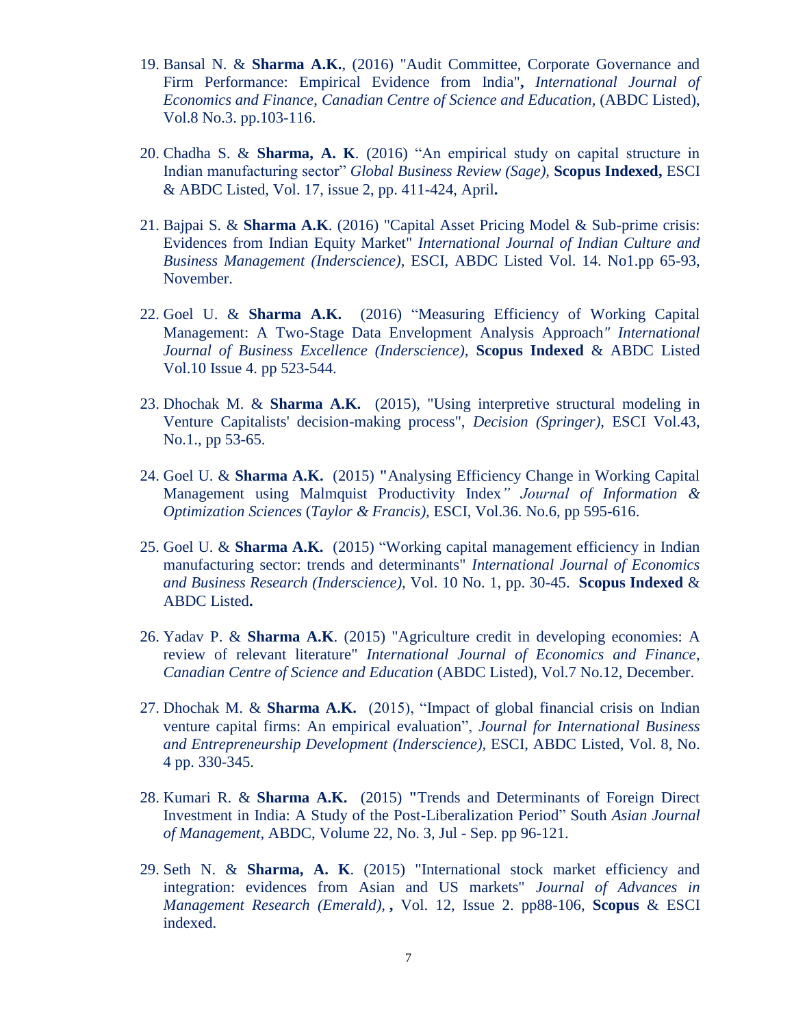19. Bansal N. & **Sharma A.K.**, (2016) "Audit Committee, Corporate Governance and Firm Performance: Empirical Evidence from India"**,** *International Journal of Economics and Finance, Canadian Centre of Science and Education,* (ABDC Listed), Vol.8 No.3. pp.103-116.

20. Chadha S. & **Sharma, A. K**. (2016) "An empirical study on capital structure in Indian manufacturing sector" *Global Business Review (Sage),* **Scopus Indexed,** ESCI & ABDC Listed, Vol. 17, issue 2, pp. 411-424, April**.**

21. Bajpai S. & **Sharma A.K**. (2016) "Capital Asset Pricing Model & Sub-prime crisis: Evidences from Indian Equity Market" *International Journal of Indian Culture and Business Management (Inderscience),* ESCI, ABDC Listed Vol. 14. No1.pp 65-93, November.

22. Goel U. & **Sharma A.K.** (2016) "Measuring Efficiency of Working Capital Management: A Two-Stage Data Envelopment Analysis Approach*" International Journal of Business Excellence (Inderscience),* **Scopus Indexed** & ABDC Listed Vol.10 Issue 4. pp 523-544.

23. Dhochak M. & **Sharma A.K.** (2015), "Using interpretive structural modeling in Venture Capitalists' decision-making process", *Decision (Springer),* ESCI Vol.43, No.1., pp 53-65.

24. Goel U. & **Sharma A.K.** (2015) **"**Analysing Efficiency Change in Working Capital Management using Malmquist Productivity Index*" Journal of Information & Optimization Sciences* (*Taylor & Francis),* ESCI, Vol.36. No.6, pp 595-616.

25. Goel U. & **Sharma A.K.** (2015) "Working capital management efficiency in Indian manufacturing sector: trends and determinants" *International Journal of Economics and Business Research (Inderscience),* Vol. 10 No. 1, pp. 30-45. **Scopus Indexed** & ABDC Listed**.**

26. Yadav P. & **Sharma A.K**. (2015) "Agriculture credit in developing economies: A review of relevant literature" *International Journal of Economics and Finance, Canadian Centre of Science and Education* (ABDC Listed), Vol.7 No.12, December.

27. Dhochak M. & **Sharma A.K.** (2015), "Impact of global financial crisis on Indian venture capital firms: An empirical evaluation", *Journal for International Business and Entrepreneurship Development (Inderscience),* ESCI, ABDC Listed, Vol. 8, No. 4 pp. 330-345.

28. Kumari R. & **Sharma A.K.** (2015) **"**Trends and Determinants of Foreign Direct Investment in India: A Study of the Post-Liberalization Period" South *Asian Journal of Management,* ABDC, Volume 22, No. 3, Jul - Sep. pp 96-121.

29. Seth N. & **Sharma, A. K**. (2015) "International stock market efficiency and integration: evidences from Asian and US markets" *Journal of Advances in Management Research (Emerald),* **,** Vol. 12, Issue 2. pp88-106, **Scopus** & ESCI indexed.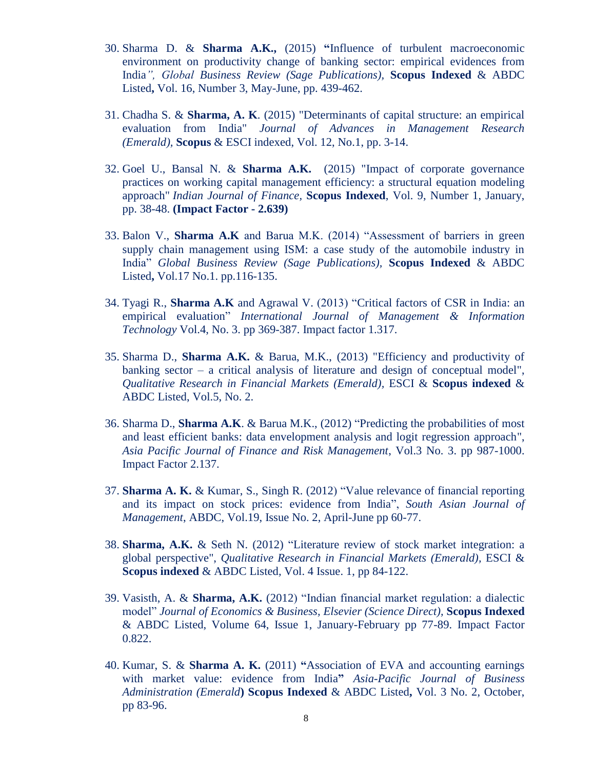30. Sharma D. & **Sharma A.K.,** (2015) **"**Influence of turbulent macroeconomic environment on productivity change of banking sector: empirical evidences from India*", Global Business Review (Sage Publications),* **Scopus Indexed** & ABDC Listed**,** Vol. 16, Number 3, May-June, pp. 439-462.

31. Chadha S. & **Sharma, A. K**. (2015) "Determinants of capital structure: an empirical evaluation from India" *Journal of Advances in Management Research (Emerald)*, **Scopus** & ESCI indexed, Vol. 12, No.1, pp. 3-14.

32. Goel U., Bansal N. & **Sharma A.K.** (2015) "Impact of corporate governance practices on working capital management efficiency: a structural equation modeling approach" *Indian Journal of Finance,* **Scopus Indexed**, Vol. 9, Number 1, January, pp. 38-48. **(Impact Factor - 2.639)**

33. Balon V., **Sharma A.K** and Barua M.K. (2014) "Assessment of barriers in green supply chain management using ISM: a case study of the automobile industry in India" *Global Business Review (Sage Publications),* **Scopus Indexed** & ABDC Listed**,** Vol.17 No.1. pp.116-135.

34. Tyagi R., **Sharma A.K** and Agrawal V. (2013) "Critical factors of CSR in India: an empirical evaluation" *International Journal of Management & Information Technology* Vol.4, No. 3. pp 369-387. Impact factor 1.317.

35. Sharma D., **Sharma A.K.** & Barua, M.K., (2013) "Efficiency and productivity of banking sector – a critical analysis of literature and design of conceptual model", *Qualitative Research in Financial Markets (Emerald)*, ESCI & **Scopus indexed** & ABDC Listed, Vol.5, No. 2.

36. Sharma D., **Sharma A.K**. & Barua M.K., (2012) "Predicting the probabilities of most and least efficient banks: data envelopment analysis and logit regression approach", *Asia Pacific Journal of Finance and Risk Management*, Vol.3 No. 3. pp 987-1000. Impact Factor 2.137.

37. **Sharma A. K.** & Kumar, S., Singh R. (2012) "Value relevance of financial reporting and its impact on stock prices: evidence from India", *South Asian Journal of Management*, ABDC, Vol.19, Issue No. 2, April-June pp 60-77.

38. **Sharma, A.K.** & Seth N. (2012) "Literature review of stock market integration: a global perspective", *Qualitative Research in Financial Markets (Emerald),* ESCI & **Scopus indexed** & ABDC Listed, Vol. 4 Issue. 1, pp 84-122.

39. Vasisth, A. & **Sharma, A.K.** (2012) "Indian financial market regulation: a dialectic model" *Journal of Economics & Business, Elsevier (Science Direct),* **Scopus Indexed** & ABDC Listed, Volume 64, Issue 1, January-February pp 77-89. Impact Factor 0.822.

40. Kumar, S. & **Sharma A. K.** (2011) **"**Association of EVA and accounting earnings with market value: evidence from India**"** *Asia-Pacific Journal of Business Administration (Emerald***)** **Scopus Indexed** & ABDC Listed**,** Vol. 3 No. 2, October, pp 83-96.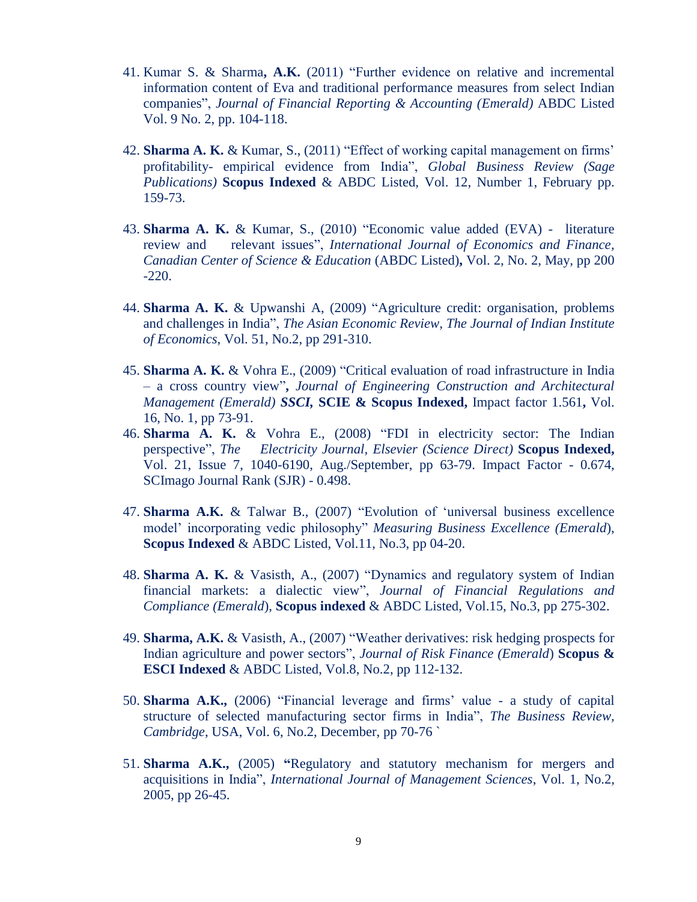41. Kumar S. & Sharma**, A.K.** (2011) "Further evidence on relative and incremental information content of Eva and traditional performance measures from select Indian companies", *Journal of Financial Reporting & Accounting (Emerald)* ABDC Listed Vol. 9 No. 2, pp. 104-118.

42. **Sharma A. K.** & Kumar, S., (2011) "Effect of working capital management on firms' profitability- empirical evidence from India", *Global Business Review (Sage Publications)* **Scopus Indexed** & ABDC Listed, Vol. 12, Number 1, February pp. 159-73.

43. **Sharma A. K.** & Kumar, S., (2010) "Economic value added (EVA) - literature review and relevant issues", *International Journal of Economics and Finance, Canadian Center of Science & Education* (ABDC Listed)**,** Vol. 2, No. 2, May, pp 200 -220.

44. **Sharma A. K.** & Upwanshi A, (2009) "Agriculture credit: organisation, problems and challenges in India", *The Asian Economic Review, The Journal of Indian Institute of Economics*, Vol. 51, No.2, pp 291-310.

45. **Sharma A. K.** & Vohra E., (2009) "Critical evaluation of road infrastructure in India – a cross country view"**,** *Journal of Engineering Construction and Architectural Management (Emerald)* ***SSCI,*** **SCIE & Scopus Indexed,** Impact factor 1.561**,** Vol. 16, No. 1, pp 73-91.

46. **Sharma A. K.** & Vohra E., (2008) "FDI in electricity sector: The Indian perspective", *The Electricity Journal*, *Elsevier (Science Direct)* **Scopus Indexed,** Vol. 21, Issue 7, 1040-6190, Aug./September, pp 63-79. Impact Factor - 0.674, SCImago Journal Rank (SJR) - 0.498.

47. **Sharma A.K.** & Talwar B., (2007) "Evolution of 'universal business excellence model' incorporating vedic philosophy" *Measuring Business Excellence (Emerald*), **Scopus Indexed** & ABDC Listed, Vol.11, No.3, pp 04-20.

48. **Sharma A. K.** & Vasisth, A., (2007) "Dynamics and regulatory system of Indian financial markets: a dialectic view", *Journal of Financial Regulations and Compliance (Emerald*), **Scopus indexed** & ABDC Listed, Vol.15, No.3, pp 275-302.

49. **Sharma, A.K.** & Vasisth, A., (2007) "Weather derivatives: risk hedging prospects for Indian agriculture and power sectors", *Journal of Risk Finance (Emerald*) **Scopus & ESCI Indexed** & ABDC Listed, Vol.8, No.2, pp 112-132.

50. **Sharma A.K.,** (2006) "Financial leverage and firms' value - a study of capital structure of selected manufacturing sector firms in India", *The Business Review, Cambridge*, USA, Vol. 6, No.2, December, pp 70-76 `

51. **Sharma A.K.,** (2005) **"**Regulatory and statutory mechanism for mergers and acquisitions in India", *International Journal of Management Sciences*, Vol. 1, No.2, 2005, pp 26-45.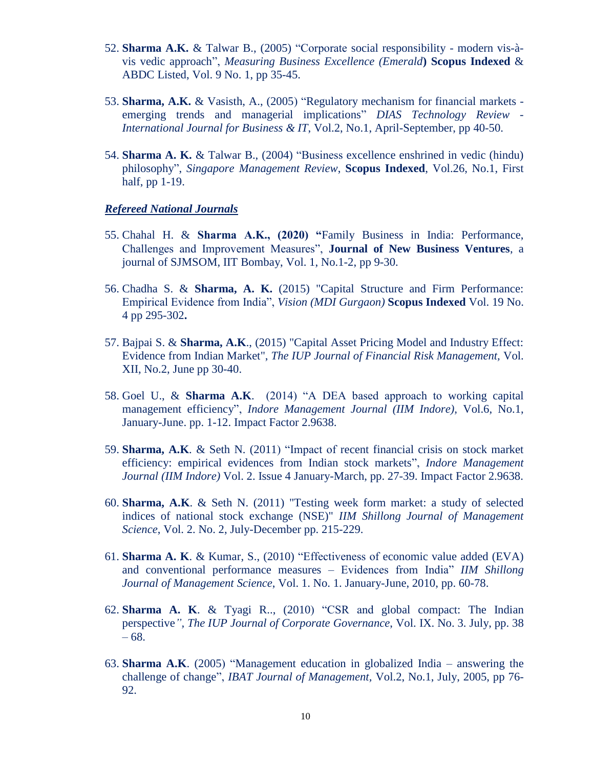52. **Sharma A.K.** & Talwar B., (2005) "Corporate social responsibility - modern vis-à-vis vedic approach", *Measuring Business Excellence (Emerald*) **Scopus Indexed** & ABDC Listed, Vol. 9 No. 1, pp 35-45.

53. **Sharma, A.K.** & Vasisth, A., (2005) "Regulatory mechanism for financial markets - emerging trends and managerial implications" *DIAS Technology Review - International Journal for Business & IT*, Vol.2, No.1, April-September, pp 40-50.

54. **Sharma A. K.** & Talwar B., (2004) "Business excellence enshrined in vedic (hindu) philosophy", *Singapore Management Review*, **Scopus Indexed**, Vol.26, No.1, First half, pp 1-19.

***Refereed National Journals***

55. Chahal H. & **Sharma A.K., (2020) "**Family Business in India: Performance, Challenges and Improvement Measures", **Journal of New Business Ventures**, a journal of SJMSOM, IIT Bombay, Vol. 1, No.1-2, pp 9-30.

56. Chadha S. & **Sharma, A. K.** (2015) "Capital Structure and Firm Performance: Empirical Evidence from India", *Vision (MDI Gurgaon)* **Scopus Indexed** Vol. 19 No. 4 pp 295-302**.**

57. Bajpai S. & **Sharma, A.K**., (2015) "Capital Asset Pricing Model and Industry Effect: Evidence from Indian Market", *The IUP Journal of Financial Risk Management,* Vol. XII, No.2, June pp 30-40.

58. Goel U., & **Sharma A.K**. (2014) "A DEA based approach to working capital management efficiency", *Indore Management Journal (IIM Indore),* Vol.6, No.1, January-June. pp. 1-12. Impact Factor 2.9638.

59. **Sharma, A.K**. & Seth N. (2011) "Impact of recent financial crisis on stock market efficiency: empirical evidences from Indian stock markets", *Indore Management Journal (IIM Indore)* Vol. 2. Issue 4 January-March, pp. 27-39. Impact Factor 2.9638.

60. **Sharma, A.K**. & Seth N. (2011) "Testing week form market: a study of selected indices of national stock exchange (NSE)" *IIM Shillong Journal of Management Science*, Vol. 2. No. 2, July-December pp. 215-229.

61. **Sharma A. K**. & Kumar, S., (2010) "Effectiveness of economic value added (EVA) and conventional performance measures – Evidences from India" *IIM Shillong Journal of Management Science*, Vol. 1. No. 1. January-June, 2010, pp. 60-78.

62. **Sharma A. K**. & Tyagi R.., (2010) "CSR and global compact: The Indian perspective*", The IUP Journal of Corporate Governance,* Vol. IX. No. 3. July, pp. 38 – 68.

63. **Sharma A.K**. (2005) "Management education in globalized India – answering the challenge of change", *IBAT Journal of Management,* Vol.2, No.1, July, 2005, pp 76-92.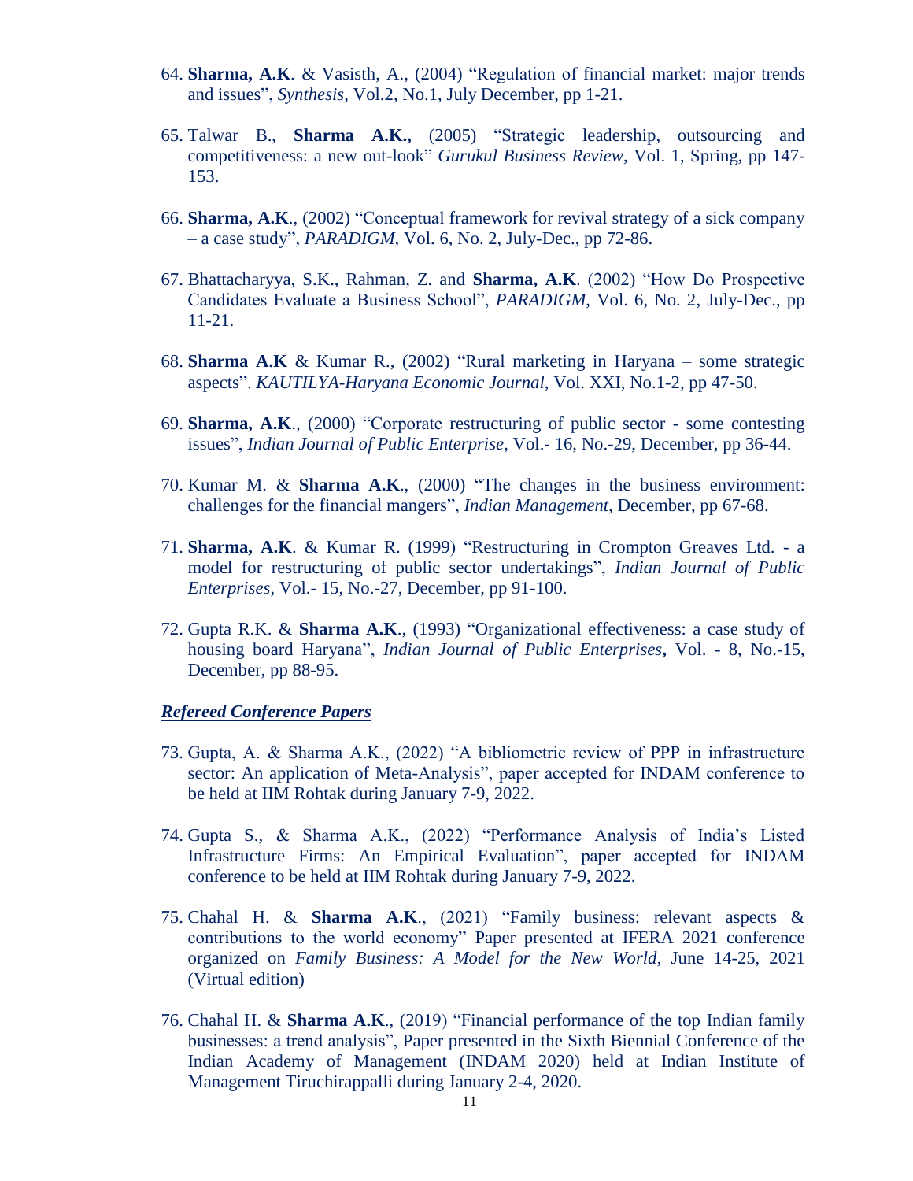64. **Sharma, A.K**. & Vasisth, A., (2004) "Regulation of financial market: major trends and issues", *Synthesis*, Vol.2, No.1, July December, pp 1-21.

65. Talwar B., **Sharma A.K.,** (2005) "Strategic leadership, outsourcing and competitiveness: a new out-look" *Gurukul Business Review*, Vol. 1, Spring, pp 147-153.

66. **Sharma, A.K**., (2002) "Conceptual framework for revival strategy of a sick company – a case study", *PARADIGM*, Vol. 6, No. 2, July-Dec., pp 72-86.

67. Bhattacharyya, S.K., Rahman, Z. and **Sharma, A.K**. (2002) "How Do Prospective Candidates Evaluate a Business School", *PARADIGM*, Vol. 6, No. 2, July-Dec., pp 11-21.

68. **Sharma A.K** & Kumar R., (2002) "Rural marketing in Haryana – some strategic aspects". *KAUTILYA-Haryana Economic Journal*, Vol. XXI, No.1-2, pp 47-50.

69. **Sharma, A.K**., (2000) "Corporate restructuring of public sector - some contesting issues", *Indian Journal of Public Enterprise*, Vol.- 16, No.-29, December, pp 36-44.

70. Kumar M. & **Sharma A.K**., (2000) "The changes in the business environment: challenges for the financial mangers", *Indian Management*, December, pp 67-68.

71. **Sharma, A.K**. & Kumar R. (1999) "Restructuring in Crompton Greaves Ltd. - a model for restructuring of public sector undertakings", *Indian Journal of Public Enterprises*, Vol.- 15, No.-27, December, pp 91-100.

72. Gupta R.K. & **Sharma A.K**., (1993) "Organizational effectiveness: a case study of housing board Haryana", *Indian Journal of Public Enterprises***,** Vol. - 8, No.-15, December, pp 88-95.

***Refereed Conference Papers***

73. Gupta, A. & Sharma A.K., (2022) "A bibliometric review of PPP in infrastructure sector: An application of Meta-Analysis", paper accepted for INDAM conference to be held at IIM Rohtak during January 7-9, 2022.

74. Gupta S., & Sharma A.K., (2022) "Performance Analysis of India's Listed Infrastructure Firms: An Empirical Evaluation", paper accepted for INDAM conference to be held at IIM Rohtak during January 7-9, 2022.

75. Chahal H. & **Sharma A.K**., (2021) "Family business: relevant aspects & contributions to the world economy" Paper presented at IFERA 2021 conference organized on *Family Business: A Model for the New World*, June 14-25, 2021 (Virtual edition)

76. Chahal H. & **Sharma A.K**., (2019) "Financial performance of the top Indian family businesses: a trend analysis", Paper presented in the Sixth Biennial Conference of the Indian Academy of Management (INDAM 2020) held at Indian Institute of Management Tiruchirappalli during January 2-4, 2020.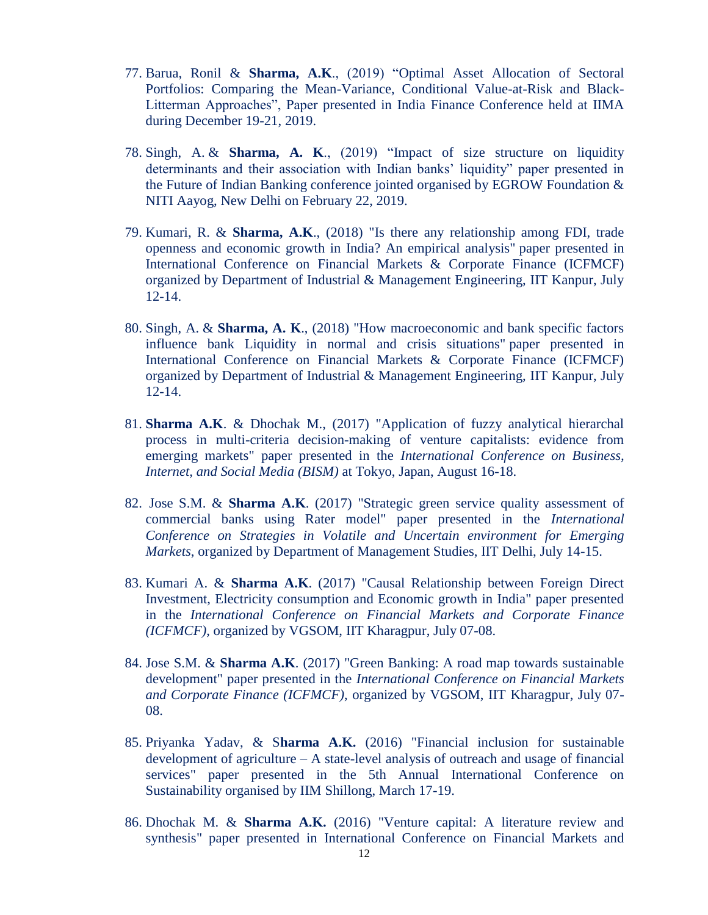77. Barua, Ronil & **Sharma, A.K**., (2019) "Optimal Asset Allocation of Sectoral Portfolios: Comparing the Mean-Variance, Conditional Value-at-Risk and Black-Litterman Approaches", Paper presented in India Finance Conference held at IIMA during December 19-21, 2019.

78. Singh, A. & **Sharma, A. K**., (2019) "Impact of size structure on liquidity determinants and their association with Indian banks' liquidity" paper presented in the Future of Indian Banking conference jointed organised by EGROW Foundation & NITI Aayog, New Delhi on February 22, 2019.

79. Kumari, R. & **Sharma, A.K**., (2018) "Is there any relationship among FDI, trade openness and economic growth in India? An empirical analysis" paper presented in International Conference on Financial Markets & Corporate Finance (ICFMCF) organized by Department of Industrial & Management Engineering, IIT Kanpur, July 12-14.

80. Singh, A. & **Sharma, A. K**., (2018) "How macroeconomic and bank specific factors influence bank Liquidity in normal and crisis situations" paper presented in International Conference on Financial Markets & Corporate Finance (ICFMCF) organized by Department of Industrial & Management Engineering, IIT Kanpur, July 12-14.

81. **Sharma A.K**. & Dhochak M., (2017) "Application of fuzzy analytical hierarchal process in multi-criteria decision-making of venture capitalists: evidence from emerging markets" paper presented in the *International Conference on Business, Internet, and Social Media (BISM)* at Tokyo, Japan, August 16-18.

82. Jose S.M. & **Sharma A.K**. (2017) "Strategic green service quality assessment of commercial banks using Rater model" paper presented in the *International Conference on Strategies in Volatile and Uncertain environment for Emerging Markets*, organized by Department of Management Studies, IIT Delhi, July 14-15.

83. Kumari A. & **Sharma A.K**. (2017) "Causal Relationship between Foreign Direct Investment, Electricity consumption and Economic growth in India" paper presented in the *International Conference on Financial Markets and Corporate Finance (ICFMCF)*, organized by VGSOM, IIT Kharagpur, July 07-08.

84. Jose S.M. & **Sharma A.K**. (2017) "Green Banking: A road map towards sustainable development" paper presented in the *International Conference on Financial Markets and Corporate Finance (ICFMCF)*, organized by VGSOM, IIT Kharagpur, July 07-08.

85. Priyanka Yadav, & S**harma A.K.** (2016) "Financial inclusion for sustainable development of agriculture – A state-level analysis of outreach and usage of financial services" paper presented in the 5th Annual International Conference on Sustainability organised by IIM Shillong, March 17-19.

86. Dhochak M. & **Sharma A.K.** (2016) "Venture capital: A literature review and synthesis" paper presented in International Conference on Financial Markets and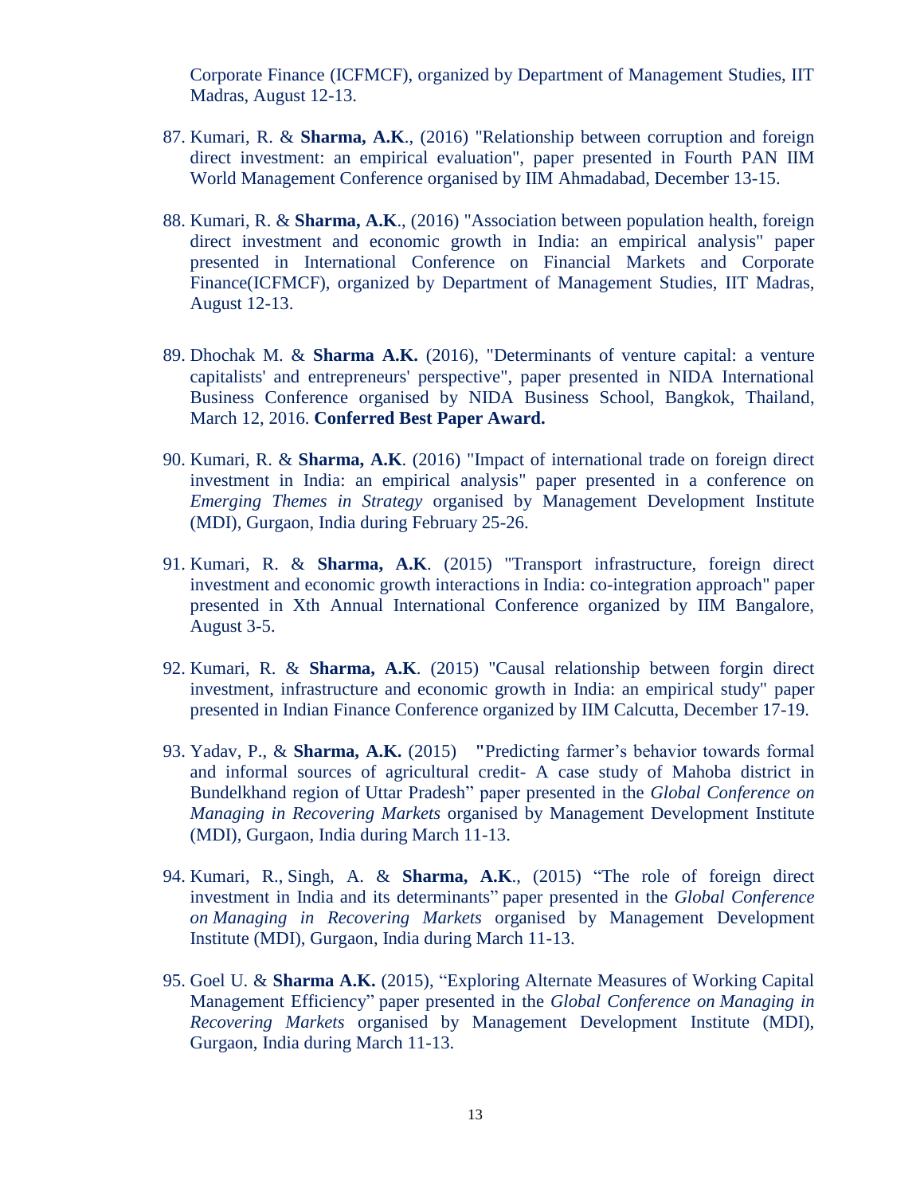Corporate Finance (ICFMCF), organized by Department of Management Studies, IIT Madras, August 12-13.

87. Kumari, R. & **Sharma, A.K**., (2016) "Relationship between corruption and foreign direct investment: an empirical evaluation", paper presented in Fourth PAN IIM World Management Conference organised by IIM Ahmadabad, December 13-15.

88. Kumari, R. & **Sharma, A.K**., (2016) "Association between population health, foreign direct investment and economic growth in India: an empirical analysis" paper presented in International Conference on Financial Markets and Corporate Finance(ICFMCF), organized by Department of Management Studies, IIT Madras, August 12-13.

89. Dhochak M. & **Sharma A.K.** (2016), "Determinants of venture capital: a venture capitalists' and entrepreneurs' perspective", paper presented in NIDA International Business Conference organised by NIDA Business School, Bangkok, Thailand, March 12, 2016. **Conferred Best Paper Award.**

90. Kumari, R. & **Sharma, A.K**. (2016) "Impact of international trade on foreign direct investment in India: an empirical analysis" paper presented in a conference on *Emerging Themes in Strategy* organised by Management Development Institute (MDI), Gurgaon, India during February 25-26.

91. Kumari, R. & **Sharma, A.K**. (2015) "Transport infrastructure, foreign direct investment and economic growth interactions in India: co-integration approach" paper presented in Xth Annual International Conference organized by IIM Bangalore, August 3-5.

92. Kumari, R. & **Sharma, A.K**. (2015) "Causal relationship between forgin direct investment, infrastructure and economic growth in India: an empirical study" paper presented in Indian Finance Conference organized by IIM Calcutta, December 17-19.

93. Yadav, P., & **Sharma, A.K.** (2015) **"**Predicting farmer's behavior towards formal and informal sources of agricultural credit- A case study of Mahoba district in Bundelkhand region of Uttar Pradesh" paper presented in the *Global Conference on Managing in Recovering Markets* organised by Management Development Institute (MDI), Gurgaon, India during March 11-13.

94. Kumari, R., Singh, A. & **Sharma, A.K**., (2015) "The role of foreign direct investment in India and its determinants" paper presented in the *Global Conference on Managing in Recovering Markets* organised by Management Development Institute (MDI), Gurgaon, India during March 11-13.

95. Goel U. & **Sharma A.K.** (2015), "Exploring Alternate Measures of Working Capital Management Efficiency" paper presented in the *Global Conference on Managing in Recovering Markets* organised by Management Development Institute (MDI), Gurgaon, India during March 11-13.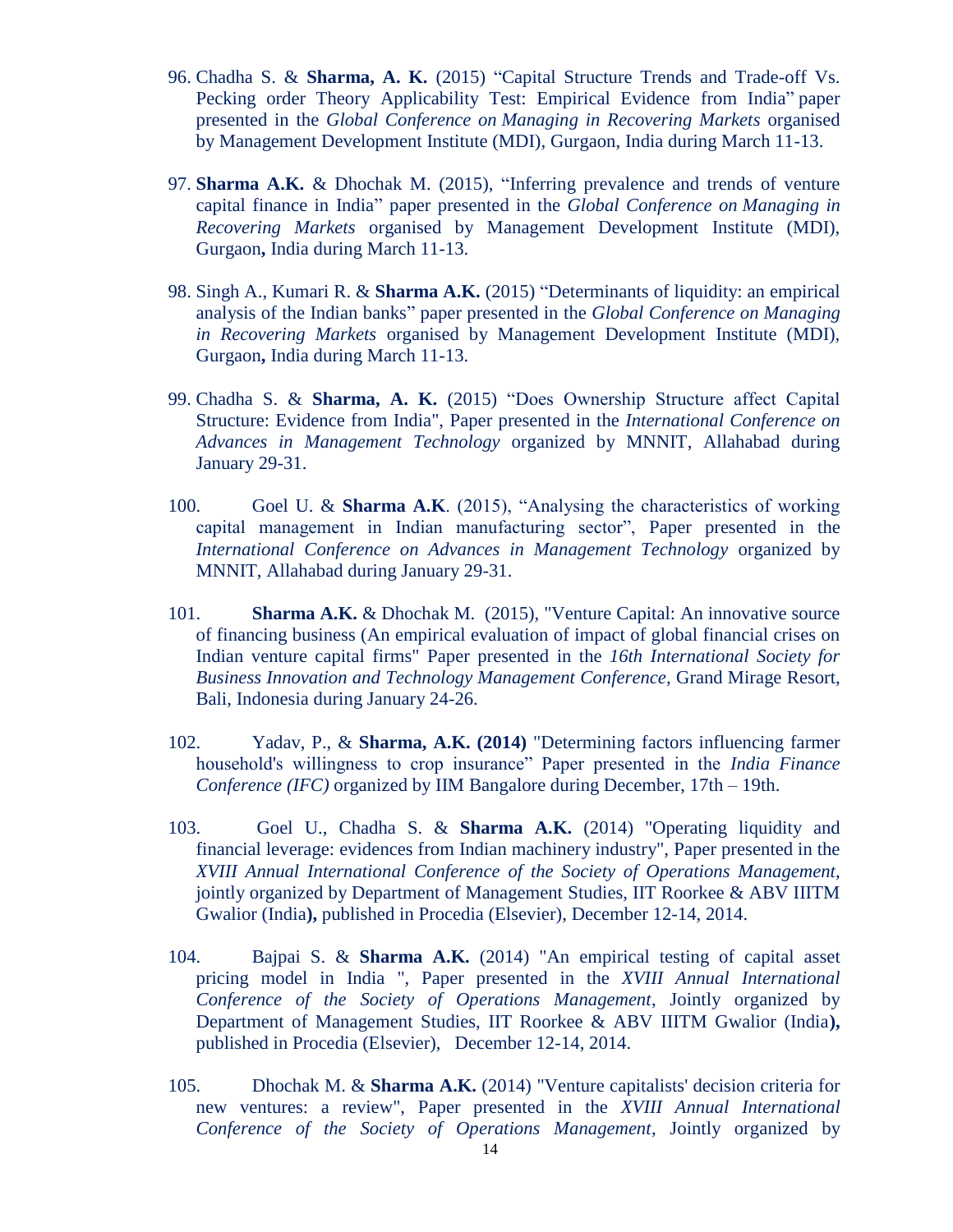96. Chadha S. & **Sharma, A. K.** (2015) "Capital Structure Trends and Trade-off Vs. Pecking order Theory Applicability Test: Empirical Evidence from India" paper presented in the *Global Conference on Managing in Recovering Markets* organised by Management Development Institute (MDI), Gurgaon, India during March 11-13.

97. **Sharma A.K.** & Dhochak M. (2015), "Inferring prevalence and trends of venture capital finance in India" paper presented in the *Global Conference on Managing in Recovering Markets* organised by Management Development Institute (MDI), Gurgaon**,** India during March 11-13.

98. Singh A., Kumari R. & **Sharma A.K.** (2015) "Determinants of liquidity: an empirical analysis of the Indian banks" paper presented in the *Global Conference on Managing in Recovering Markets* organised by Management Development Institute (MDI), Gurgaon**,** India during March 11-13.

99. Chadha S. & **Sharma, A. K.** (2015) "Does Ownership Structure affect Capital Structure: Evidence from India", Paper presented in the *International Conference on Advances in Management Technology* organized by MNNIT, Allahabad during January 29-31.

100. Goel U. & **Sharma A.K**. (2015), "Analysing the characteristics of working capital management in Indian manufacturing sector", Paper presented in the *International Conference on Advances in Management Technology* organized by MNNIT, Allahabad during January 29-31.

101. **Sharma A.K.** & Dhochak M. (2015), "Venture Capital: An innovative source of financing business (An empirical evaluation of impact of global financial crises on Indian venture capital firms" Paper presented in the *16th International Society for Business Innovation and Technology Management Conference,* Grand Mirage Resort, Bali, Indonesia during January 24-26.

102. Yadav, P., & **Sharma, A.K. (2014)** "Determining factors influencing farmer household's willingness to crop insurance" Paper presented in the *India Finance Conference (IFC)* organized by IIM Bangalore during December, 17th – 19th.

103. Goel U., Chadha S. & **Sharma A.K.** (2014) "Operating liquidity and financial leverage: evidences from Indian machinery industry", Paper presented in the *XVIII Annual International Conference of the Society of Operations Management*, jointly organized by Department of Management Studies, IIT Roorkee & ABV IIITM Gwalior (India**),** published in Procedia (Elsevier), December 12-14, 2014.

104. Bajpai S. & **Sharma A.K.** (2014) "An empirical testing of capital asset pricing model in India ", Paper presented in the *XVIII Annual International Conference of the Society of Operations Management*, Jointly organized by Department of Management Studies, IIT Roorkee & ABV IIITM Gwalior (India**),** published in Procedia (Elsevier), December 12-14, 2014.

105. Dhochak M. & **Sharma A.K.** (2014) "Venture capitalists' decision criteria for new ventures: a review", Paper presented in the *XVIII Annual International Conference of the Society of Operations Management*, Jointly organized by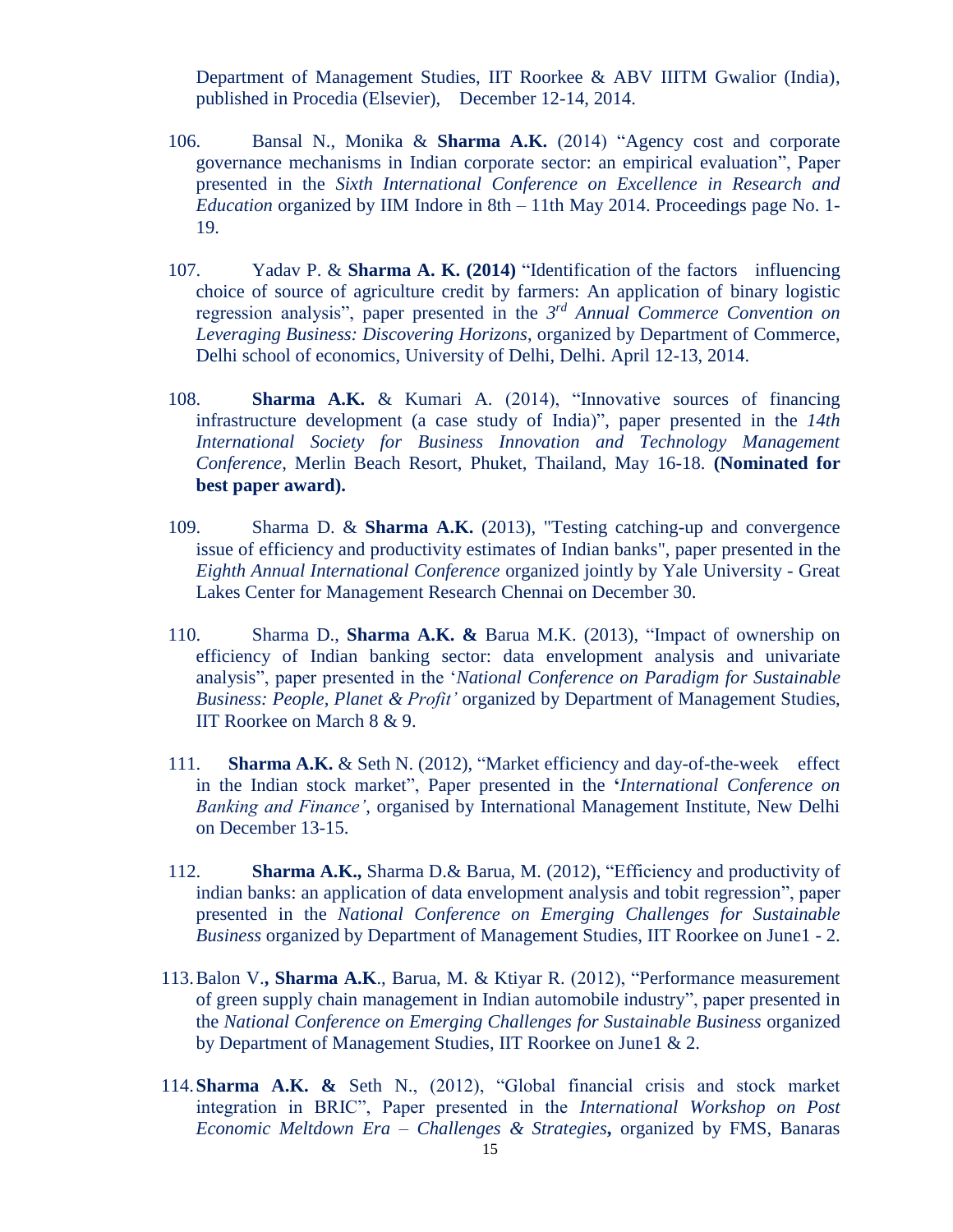Department of Management Studies, IIT Roorkee & ABV IIITM Gwalior (India), published in Procedia (Elsevier), December 12-14, 2014.

106. Bansal N., Monika & **Sharma A.K.** (2014) "Agency cost and corporate governance mechanisms in Indian corporate sector: an empirical evaluation", Paper presented in the *Sixth International Conference on Excellence in Research and Education* organized by IIM Indore in 8th – 11th May 2014. Proceedings page No. 1-19.

107. Yadav P. & **Sharma A. K. (2014)** "Identification of the factors influencing choice of source of agriculture credit by farmers: An application of binary logistic regression analysis", paper presented in the *3rd Annual Commerce Convention on Leveraging Business: Discovering Horizons*, organized by Department of Commerce, Delhi school of economics, University of Delhi, Delhi. April 12-13, 2014.

108. **Sharma A.K.** & Kumari A. (2014), "Innovative sources of financing infrastructure development (a case study of India)", paper presented in the *14th International Society for Business Innovation and Technology Management Conference*, Merlin Beach Resort, Phuket, Thailand, May 16-18. **(Nominated for best paper award).**

109. Sharma D. & **Sharma A.K.** (2013), "Testing catching-up and convergence issue of efficiency and productivity estimates of Indian banks", paper presented in the *Eighth Annual International Conference* organized jointly by Yale University - Great Lakes Center for Management Research Chennai on December 30.

110. Sharma D., **Sharma A.K. &** Barua M.K. (2013), "Impact of ownership on efficiency of Indian banking sector: data envelopment analysis and univariate analysis", paper presented in the '*National Conference on Paradigm for Sustainable Business: People, Planet & Profit'* organized by Department of Management Studies, IIT Roorkee on March 8 & 9.

111. **Sharma A.K.** & Seth N. (2012), "Market efficiency and day-of-the-week effect in the Indian stock market", Paper presented in the **'***International Conference on Banking and Finance'*, organised by International Management Institute, New Delhi on December 13-15.

112. **Sharma A.K.,** Sharma D.& Barua, M. (2012), "Efficiency and productivity of indian banks: an application of data envelopment analysis and tobit regression", paper presented in the *National Conference on Emerging Challenges for Sustainable Business* organized by Department of Management Studies, IIT Roorkee on June1 - 2.

113. Balon V.**, Sharma A.K**., Barua, M. & Ktiyar R. (2012), "Performance measurement of green supply chain management in Indian automobile industry", paper presented in the *National Conference on Emerging Challenges for Sustainable Business* organized by Department of Management Studies, IIT Roorkee on June1 & 2.

114. **Sharma A.K. &** Seth N., (2012), "Global financial crisis and stock market integration in BRIC", Paper presented in the *International Workshop on Post Economic Meltdown Era – Challenges & Strategies***,** organized by FMS, Banaras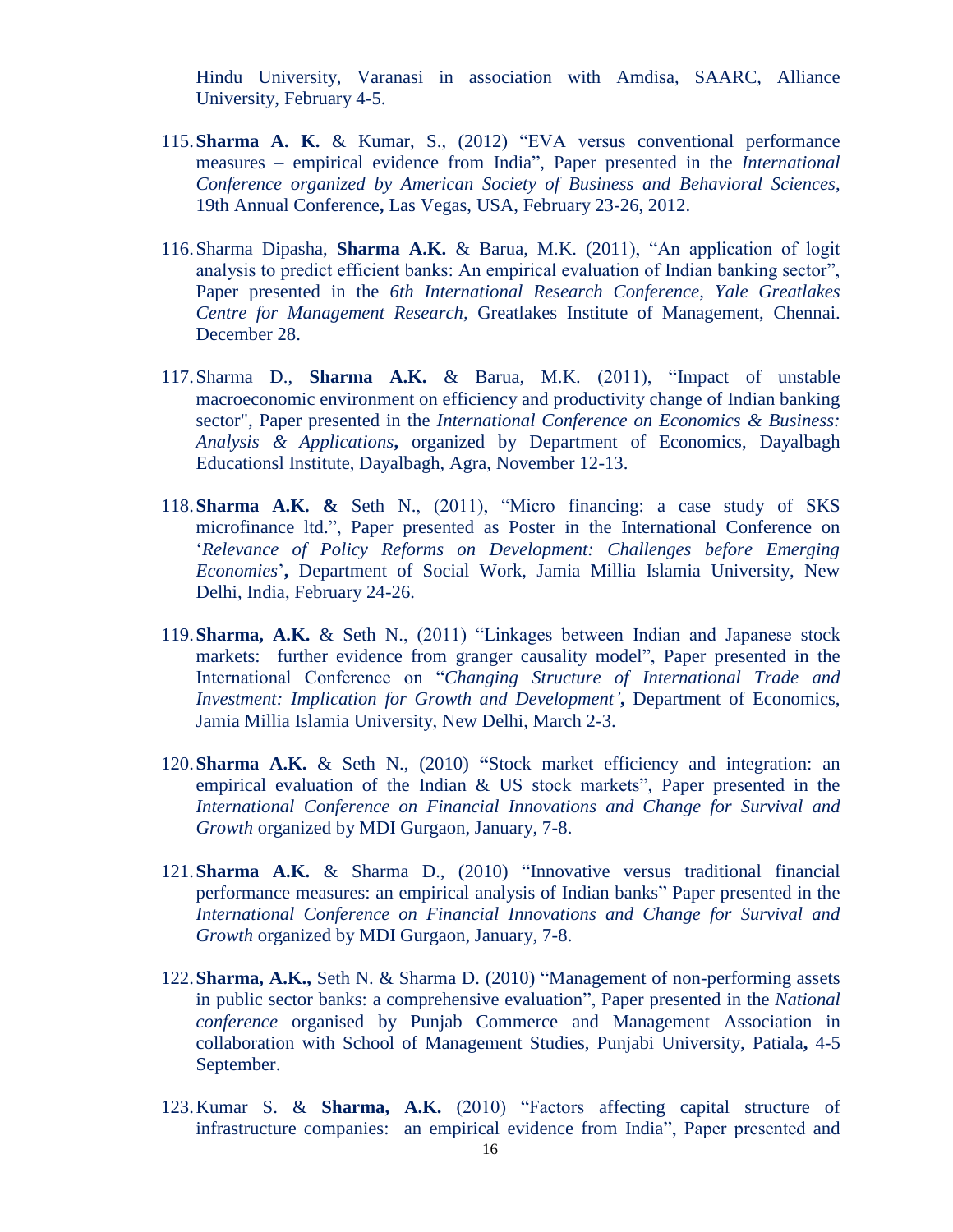Hindu University, Varanasi in association with Amdisa, SAARC, Alliance University, February 4-5.

115. **Sharma A. K.** & Kumar, S., (2012) "EVA versus conventional performance measures – empirical evidence from India", Paper presented in the *International Conference organized by American Society of Business and Behavioral Sciences*, 19th Annual Conference**,** Las Vegas, USA, February 23-26, 2012.

116. Sharma Dipasha, **Sharma A.K.** & Barua, M.K. (2011), "An application of logit analysis to predict efficient banks: An empirical evaluation of Indian banking sector", Paper presented in the *6th International Research Conference, Yale Greatlakes Centre for Management Research,* Greatlakes Institute of Management, Chennai. December 28.

117. Sharma D., **Sharma A.K.** & Barua, M.K. (2011), "Impact of unstable macroeconomic environment on efficiency and productivity change of Indian banking sector", Paper presented in the *International Conference on Economics & Business: Analysis & Applications***,** organized by Department of Economics, Dayalbagh Educationsl Institute, Dayalbagh, Agra, November 12-13.

118. **Sharma A.K. &** Seth N., (2011), "Micro financing: a case study of SKS microfinance ltd.", Paper presented as Poster in the International Conference on '*Relevance of Policy Reforms on Development: Challenges before Emerging Economies*'**,** Department of Social Work, Jamia Millia Islamia University, New Delhi, India, February 24-26.

119. **Sharma, A.K.** & Seth N., (2011) "Linkages between Indian and Japanese stock markets: further evidence from granger causality model", Paper presented in the International Conference on "*Changing Structure of International Trade and Investment: Implication for Growth and Development'***,** Department of Economics, Jamia Millia Islamia University, New Delhi, March 2-3.

120. **Sharma A.K.** & Seth N., (2010) **"**Stock market efficiency and integration: an empirical evaluation of the Indian & US stock markets", Paper presented in the *International Conference on Financial Innovations and Change for Survival and Growth* organized by MDI Gurgaon, January, 7-8.

121. **Sharma A.K.** & Sharma D., (2010) "Innovative versus traditional financial performance measures: an empirical analysis of Indian banks" Paper presented in the *International Conference on Financial Innovations and Change for Survival and Growth* organized by MDI Gurgaon, January, 7-8.

122. **Sharma, A.K.,** Seth N. & Sharma D. (2010) "Management of non-performing assets in public sector banks: a comprehensive evaluation", Paper presented in the *National conference* organised by Punjab Commerce and Management Association in collaboration with School of Management Studies, Punjabi University, Patiala**,** 4-5 September.

123. Kumar S. & **Sharma, A.K.** (2010) "Factors affecting capital structure of infrastructure companies: an empirical evidence from India", Paper presented and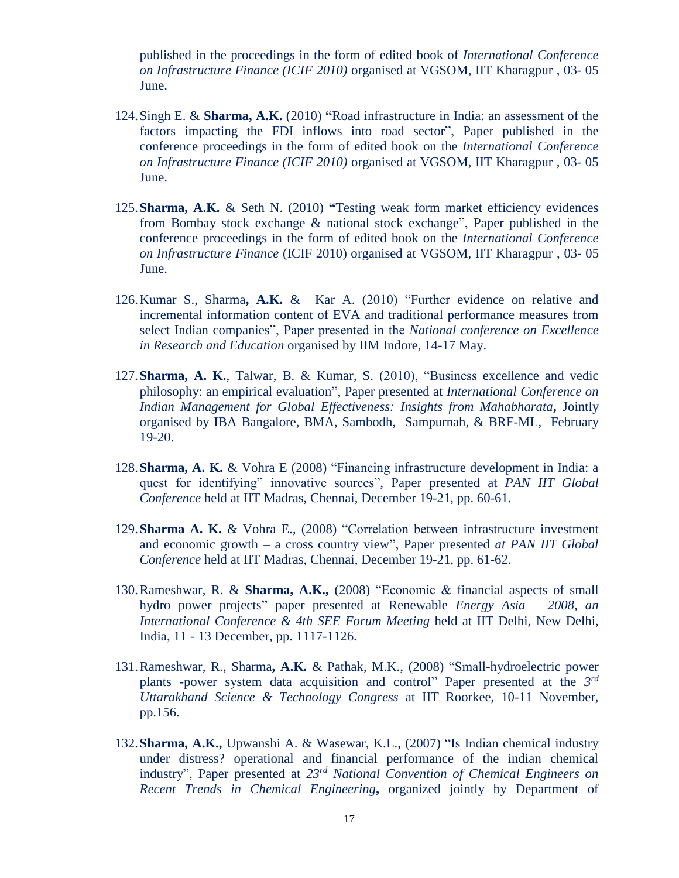published in the proceedings in the form of edited book of *International Conference on Infrastructure Finance (ICIF 2010)* organised at VGSOM, IIT Kharagpur , 03- 05 June.

124. Singh E. & **Sharma, A.K.** (2010) **"**Road infrastructure in India: an assessment of the factors impacting the FDI inflows into road sector", Paper published in the conference proceedings in the form of edited book on the *International Conference on Infrastructure Finance (ICIF 2010)* organised at VGSOM, IIT Kharagpur , 03- 05 June.

125. **Sharma, A.K.** & Seth N. (2010) **"**Testing weak form market efficiency evidences from Bombay stock exchange & national stock exchange", Paper published in the conference proceedings in the form of edited book on the *International Conference on Infrastructure Finance* (ICIF 2010) organised at VGSOM, IIT Kharagpur , 03- 05 June.

126. Kumar S., Sharma**, A.K.** & Kar A. (2010) "Further evidence on relative and incremental information content of EVA and traditional performance measures from select Indian companies", Paper presented in the *National conference on Excellence in Research and Education* organised by IIM Indore, 14-17 May.

127. **Sharma, A. K.**, Talwar, B. & Kumar, S. (2010), "Business excellence and vedic philosophy: an empirical evaluation", Paper presented at *International Conference on Indian Management for Global Effectiveness: Insights from Mahabharata***,** Jointly organised by IBA Bangalore, BMA, Sambodh, Sampurnah, & BRF-ML, February 19-20.

128. **Sharma, A. K.** & Vohra E (2008) "Financing infrastructure development in India: a quest for identifying" innovative sources", Paper presented at *PAN IIT Global Conference* held at IIT Madras, Chennai, December 19-21, pp. 60-61.

129. **Sharma A. K.** & Vohra E., (2008) "Correlation between infrastructure investment and economic growth – a cross country view", Paper presented *at PAN IIT Global Conference* held at IIT Madras, Chennai, December 19-21, pp. 61-62.

130. Rameshwar, R. & **Sharma, A.K.,** (2008) "Economic & financial aspects of small hydro power projects" paper presented at Renewable *Energy Asia – 2008, an International Conference & 4th SEE Forum Meeting* held at IIT Delhi, New Delhi, India, 11 - 13 December, pp. 1117-1126.

131. Rameshwar, R., Sharma**, A.K.** & Pathak, M.K., (2008) "Small-hydroelectric power plants -power system data acquisition and control" Paper presented at the *3rd Uttarakhand Science & Technology Congress* at IIT Roorkee, 10-11 November, pp.156.

132. **Sharma, A.K.,** Upwanshi A. & Wasewar, K.L., (2007) "Is Indian chemical industry under distress? operational and financial performance of the indian chemical industry", Paper presented at *23rd National Convention of Chemical Engineers on Recent Trends in Chemical Engineering***,** organized jointly by Department of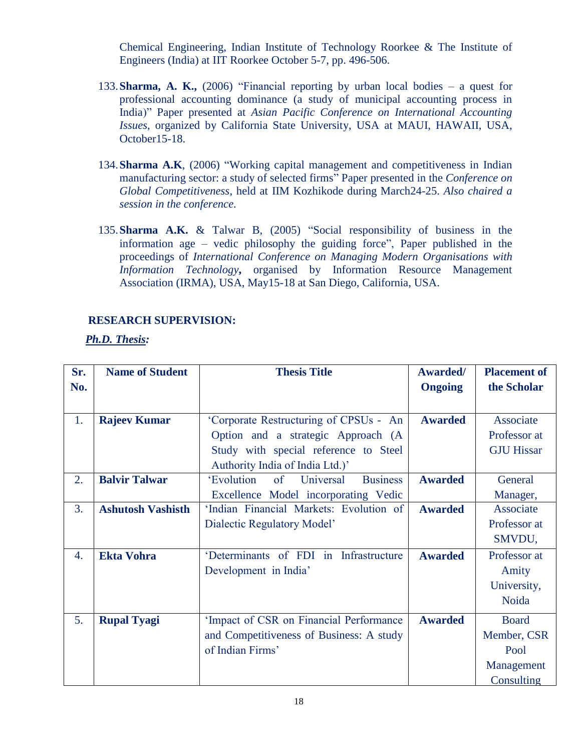Chemical Engineering, Indian Institute of Technology Roorkee & The Institute of Engineers (India) at IIT Roorkee October 5-7, pp. 496-506.

133. **Sharma, A. K.,** (2006) "Financial reporting by urban local bodies – a quest for professional accounting dominance (a study of municipal accounting process in India)" Paper presented at *Asian Pacific Conference on International Accounting Issues*, organized by California State University, USA at MAUI, HAWAII, USA, October15-18.

134. **Sharma A.K**, (2006) "Working capital management and competitiveness in Indian manufacturing sector: a study of selected firms" Paper presented in the *Conference on Global Competitiveness*, held at IIM Kozhikode during March24-25. *Also chaired a session in the conference.*

135. **Sharma A.K.** & Talwar B, (2005) "Social responsibility of business in the information age – vedic philosophy the guiding force", Paper published in the proceedings of *International Conference on Managing Modern Organisations with Information Technology*, organised by Information Resource Management Association (IRMA), USA, May15-18 at San Diego, California, USA.

## RESEARCH SUPERVISION:

***Ph.D. Thesis:***

| Sr. No. | Name of Student | Thesis Title | Awarded/ Ongoing | Placement of the Scholar |
|---|---|---|---|---|
| 1. | **Rajeev Kumar** | 'Corporate Restructuring of CPSUs - An Option and a strategic Approach (A Study with special reference to Steel Authority India of India Ltd.)' | **Awarded** | Associate Professor at GJU Hissar |
| 2. | **Balvir Talwar** | 'Evolution of Universal Business Excellence Model incorporating Vedic | **Awarded** | General Manager, |
| 3. | **Ashutosh Vashisth** | 'Indian Financial Markets: Evolution of Dialectic Regulatory Model' | **Awarded** | Associate Professor at SMVDU, |
| 4. | **Ekta Vohra** | 'Determinants of FDI in Infrastructure Development in India' | **Awarded** | Professor at Amity University, Noida |
| 5. | **Rupal Tyagi** | 'Impact of CSR on Financial Performance and Competitiveness of Business: A study of Indian Firms' | **Awarded** | Board Member, CSR Pool Management Consulting |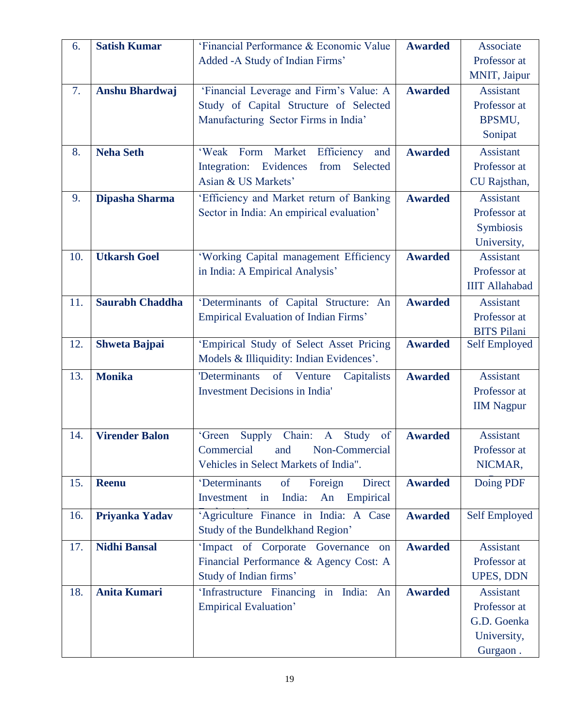| 6. | **Satish Kumar** | 'Financial Performance & Economic Value Added -A Study of Indian Firms' | **Awarded** | Associate Professor at MNIT, Jaipur |
|---|---|---|---|---|
| 7. | **Anshu Bhardwaj** | 'Financial Leverage and Firm's Value: A Study of Capital Structure of Selected Manufacturing Sector Firms in India' | **Awarded** | Assistant Professor at BPSMU, Sonipat |
| 8. | **Neha Seth** | 'Weak Form Market Efficiency and Integration: Evidences from Selected Asian & US Markets' | **Awarded** | Assistant Professor at CU Rajsthan, |
| 9. | **Dipasha Sharma** | 'Efficiency and Market return of Banking Sector in India: An empirical evaluation' | **Awarded** | Assistant Professor at Symbiosis University, |
| 10. | **Utkarsh Goel** | 'Working Capital management Efficiency in India: A Empirical Analysis' | **Awarded** | Assistant Professor at IIIT Allahabad |
| 11. | **Saurabh Chaddha** | 'Determinants of Capital Structure: An Empirical Evaluation of Indian Firms' | **Awarded** | Assistant Professor at BITS Pilani |
| 12. | **Shweta Bajpai** | 'Empirical Study of Select Asset Pricing Models & Illiquidity: Indian Evidences'. | **Awarded** | Self Employed |
| 13. | **Monika** | 'Determinants of Venture Capitalists Investment Decisions in India' | **Awarded** | Assistant Professor at IIM Nagpur |
| 14. | **Virender Balon** | 'Green Supply Chain: A Study of Commercial and Non-Commercial Vehicles in Select Markets of India". | **Awarded** | Assistant Professor at NICMAR, |
| 15. | **Reenu** | 'Determinants of Foreign Direct Investment in India: An Empirical | **Awarded** | Doing PDF |
| 16. | **Priyanka Yadav** | 'Agriculture Finance in India: A Case Study of the Bundelkhand Region' | **Awarded** | Self Employed |
| 17. | **Nidhi Bansal** | 'Impact of Corporate Governance on Financial Performance & Agency Cost: A Study of Indian firms' | **Awarded** | Assistant Professor at UPES, DDN |
| 18. | **Anita Kumari** | 'Infrastructure Financing in India: An Empirical Evaluation' | **Awarded** | Assistant Professor at G.D. Goenka University, Gurgaon . |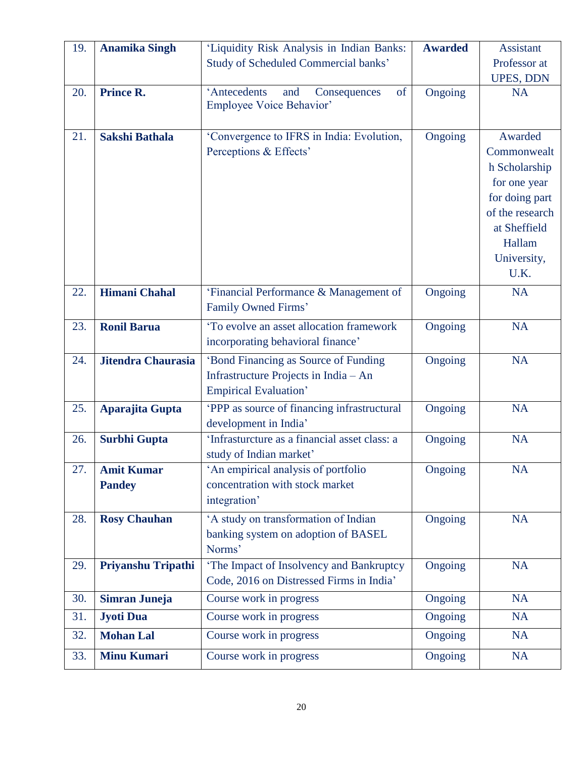| 19. | **Anamika Singh** | 'Liquidity Risk Analysis in Indian Banks: Study of Scheduled Commercial banks' | **Awarded** | Assistant Professor at UPES, DDN |
|---|---|---|---|---|
| 20. | **Prince R.** | 'Antecedents and Consequences of Employee Voice Behavior' | Ongoing | NA |
| 21. | **Sakshi Bathala** | 'Convergence to IFRS in India: Evolution, Perceptions & Effects' | Ongoing | Awarded Commonwealth Scholarship for one year for doing part of the research at Sheffield Hallam University, U.K. |
| 22. | **Himani Chahal** | 'Financial Performance & Management of Family Owned Firms' | Ongoing | NA |
| 23. | **Ronil Barua** | 'To evolve an asset allocation framework incorporating behavioral finance' | Ongoing | NA |
| 24. | **Jitendra Chaurasia** | 'Bond Financing as Source of Funding Infrastructure Projects in India – An Empirical Evaluation' | Ongoing | NA |
| 25. | **Aparajita Gupta** | 'PPP as source of financing infrastructural development in India' | Ongoing | NA |
| 26. | **Surbhi Gupta** | 'Infrasturcture as a financial asset class: a study of Indian market' | Ongoing | NA |
| 27. | **Amit Kumar Pandey** | 'An empirical analysis of portfolio concentration with stock market integration' | Ongoing | NA |
| 28. | **Rosy Chauhan** | 'A study on transformation of Indian banking system on adoption of BASEL Norms' | Ongoing | NA |
| 29. | **Priyanshu Tripathi** | 'The Impact of Insolvency and Bankruptcy Code, 2016 on Distressed Firms in India' | Ongoing | NA |
| 30. | **Simran Juneja** | Course work in progress | Ongoing | NA |
| 31. | **Jyoti Dua** | Course work in progress | Ongoing | NA |
| 32. | **Mohan Lal** | Course work in progress | Ongoing | NA |
| 33. | **Minu Kumari** | Course work in progress | Ongoing | NA |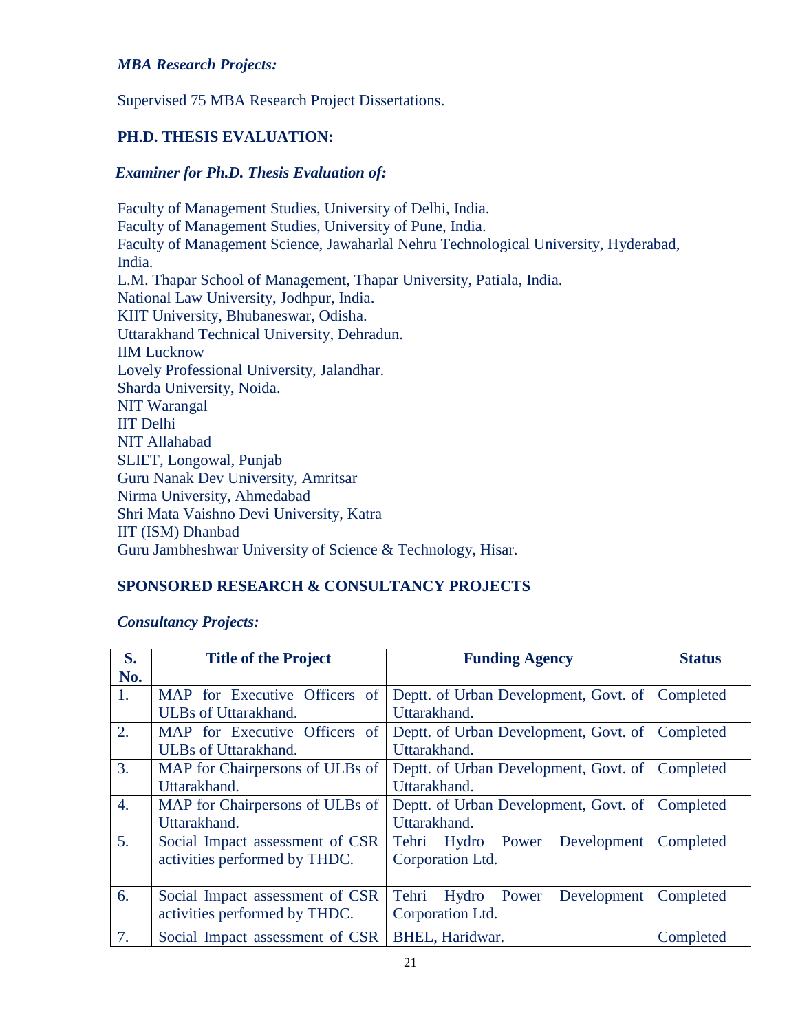### *MBA Research Projects:*

Supervised 75 MBA Research Project Dissertations.

## PH.D. THESIS EVALUATION:

### *Examiner for Ph.D. Thesis Evaluation of:*

Faculty of Management Studies, University of Delhi, India.
Faculty of Management Studies, University of Pune, India.
Faculty of Management Science, Jawaharlal Nehru Technological University, Hyderabad, India.
L.M. Thapar School of Management, Thapar University, Patiala, India.
National Law University, Jodhpur, India.
KIIT University, Bhubaneswar, Odisha.
Uttarakhand Technical University, Dehradun.
IIM Lucknow
Lovely Professional University, Jalandhar.
Sharda University, Noida.
NIT Warangal
IIT Delhi
NIT Allahabad
SLIET, Longowal, Punjab
Guru Nanak Dev University, Amritsar
Nirma University, Ahmedabad
Shri Mata Vaishno Devi University, Katra
IIT (ISM) Dhanbad
Guru Jambheshwar University of Science & Technology, Hisar.

## SPONSORED RESEARCH & CONSULTANCY PROJECTS

### *Consultancy Projects:*

| S. No. | Title of the Project | Funding Agency | Status |
|---|---|---|---|
| 1. | MAP for Executive Officers of ULBs of Uttarakhand. | Deptt. of Urban Development, Govt. of Uttarakhand. | Completed |
| 2. | MAP for Executive Officers of ULBs of Uttarakhand. | Deptt. of Urban Development, Govt. of Uttarakhand. | Completed |
| 3. | MAP for Chairpersons of ULBs of Uttarakhand. | Deptt. of Urban Development, Govt. of Uttarakhand. | Completed |
| 4. | MAP for Chairpersons of ULBs of Uttarakhand. | Deptt. of Urban Development, Govt. of Uttarakhand. | Completed |
| 5. | Social Impact assessment of CSR activities performed by THDC. | Tehri Hydro Power Development Corporation Ltd. | Completed |
| 6. | Social Impact assessment of CSR activities performed by THDC. | Tehri Hydro Power Development Corporation Ltd. | Completed |
| 7. | Social Impact assessment of CSR | BHEL, Haridwar. | Completed |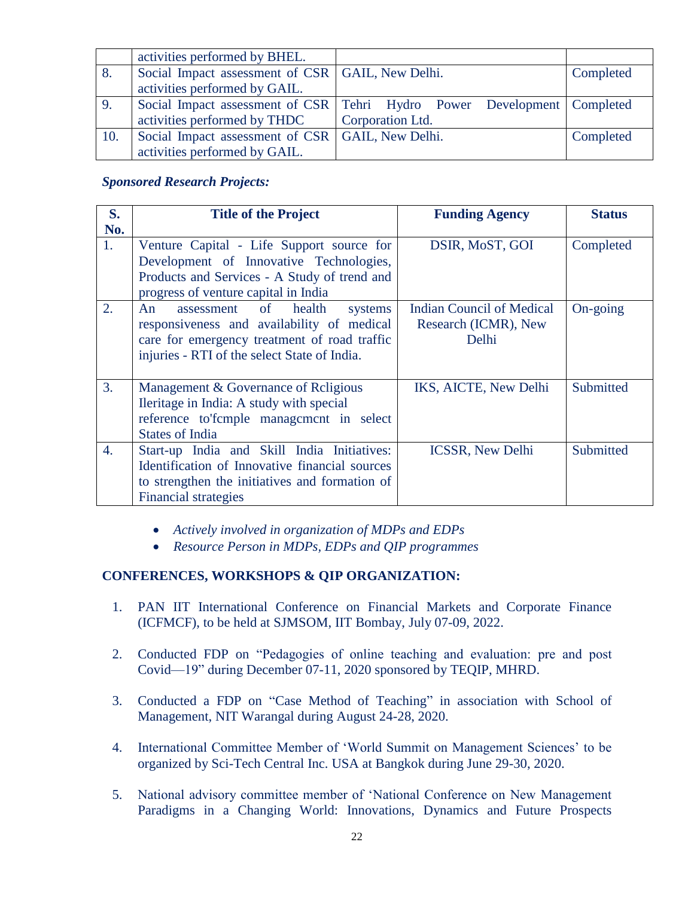|  | activities performed by BHEL. |  |  |
|---|---|---|---|
| 8. | Social Impact assessment of CSR activities performed by GAIL. | GAIL, New Delhi. | Completed |
| 9. | Social Impact assessment of CSR activities performed by THDC | Tehri Hydro Power Development Corporation Ltd. | Completed |
| 10. | Social Impact assessment of CSR activities performed by GAIL. | GAIL, New Delhi. | Completed |

***Sponsored Research Projects:***

| S. No. | Title of the Project | Funding Agency | Status |
|---|---|---|---|
| 1. | Venture Capital - Life Support source for Development of Innovative Technologies, Products and Services - A Study of trend and progress of venture capital in India | DSIR, MoST, GOI | Completed |
| 2. | An assessment of health systems responsiveness and availability of medical care for emergency treatment of road traffic injuries - RTI of the select State of India. | Indian Council of Medical Research (ICMR), New Delhi | On-going |
| 3. | Management & Governance of Rcligious Ileritage in India: A study with special reference to'fcmple managcmcnt in select States of India | IKS, AICTE, New Delhi | Submitted |
| 4. | Start-up India and Skill India Initiatives: Identification of Innovative financial sources to strengthen the initiatives and formation of Financial strategies | ICSSR, New Delhi | Submitted |

- *Actively involved in organization of MDPs and EDPs*
- *Resource Person in MDPs, EDPs and QIP programmes*

**CONFERENCES, WORKSHOPS & QIP ORGANIZATION:**

1. PAN IIT International Conference on Financial Markets and Corporate Finance (ICFMCF), to be held at SJMSOM, IIT Bombay, July 07-09, 2022.

2. Conducted FDP on "Pedagogies of online teaching and evaluation: pre and post Covid—19" during December 07-11, 2020 sponsored by TEQIP, MHRD.

3. Conducted a FDP on "Case Method of Teaching" in association with School of Management, NIT Warangal during August 24-28, 2020.

4. International Committee Member of 'World Summit on Management Sciences' to be organized by Sci-Tech Central Inc. USA at Bangkok during June 29-30, 2020.

5. National advisory committee member of 'National Conference on New Management Paradigms in a Changing World: Innovations, Dynamics and Future Prospects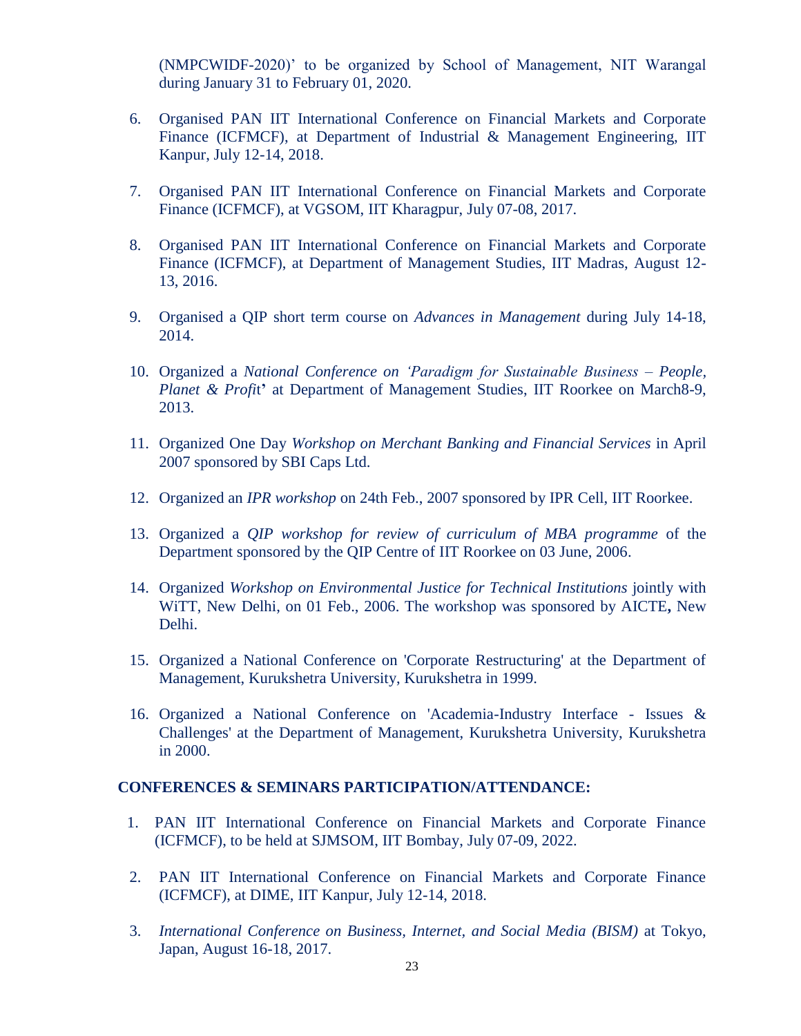(NMPCWIDF-2020)' to be organized by School of Management, NIT Warangal during January 31 to February 01, 2020.

6. Organised PAN IIT International Conference on Financial Markets and Corporate Finance (ICFMCF), at Department of Industrial & Management Engineering, IIT Kanpur, July 12-14, 2018.

7. Organised PAN IIT International Conference on Financial Markets and Corporate Finance (ICFMCF), at VGSOM, IIT Kharagpur, July 07-08, 2017.

8. Organised PAN IIT International Conference on Financial Markets and Corporate Finance (ICFMCF), at Department of Management Studies, IIT Madras, August 12-13, 2016.

9. Organised a QIP short term course on *Advances in Management* during July 14-18, 2014.

10. Organized a *National Conference on 'Paradigm for Sustainable Business – People, Planet & Profit*' at Department of Management Studies, IIT Roorkee on March8-9, 2013.

11. Organized One Day *Workshop on Merchant Banking and Financial Services* in April 2007 sponsored by SBI Caps Ltd.

12. Organized an *IPR workshop* on 24th Feb., 2007 sponsored by IPR Cell, IIT Roorkee.

13. Organized a *QIP workshop for review of curriculum of MBA programme* of the Department sponsored by the QIP Centre of IIT Roorkee on 03 June, 2006.

14. Organized *Workshop on Environmental Justice for Technical Institutions* jointly with WiTT, New Delhi, on 01 Feb., 2006. The workshop was sponsored by AICTE**,** New Delhi.

15. Organized a National Conference on 'Corporate Restructuring' at the Department of Management, Kurukshetra University, Kurukshetra in 1999.

16. Organized a National Conference on 'Academia-Industry Interface - Issues & Challenges' at the Department of Management, Kurukshetra University, Kurukshetra in 2000.

**CONFERENCES & SEMINARS PARTICIPATION/ATTENDANCE:**

1. PAN IIT International Conference on Financial Markets and Corporate Finance (ICFMCF), to be held at SJMSOM, IIT Bombay, July 07-09, 2022.

2. PAN IIT International Conference on Financial Markets and Corporate Finance (ICFMCF), at DIME, IIT Kanpur, July 12-14, 2018.

3. *International Conference on Business, Internet, and Social Media (BISM)* at Tokyo, Japan, August 16-18, 2017.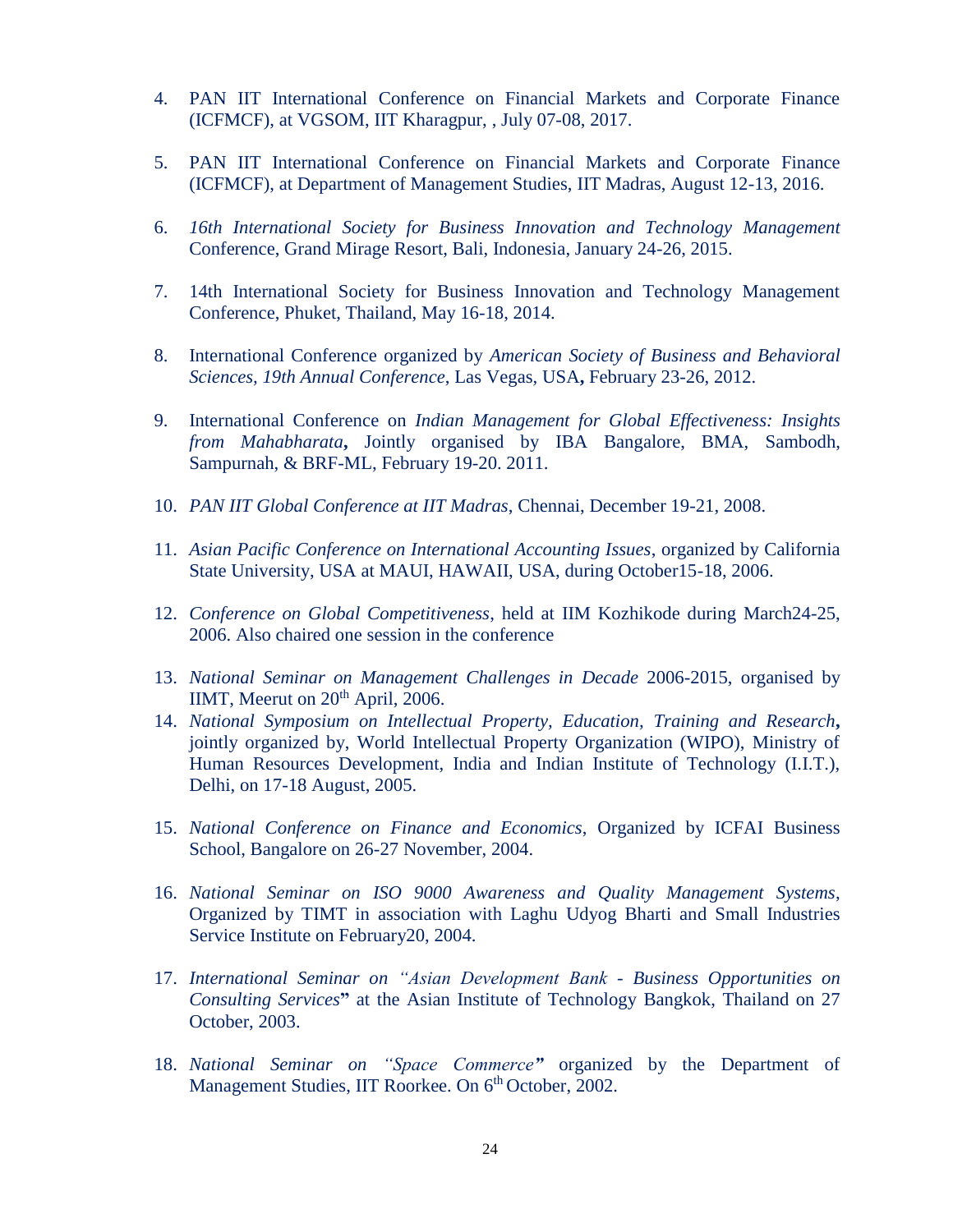4. PAN IIT International Conference on Financial Markets and Corporate Finance (ICFMCF), at VGSOM, IIT Kharagpur, , July 07-08, 2017.

5. PAN IIT International Conference on Financial Markets and Corporate Finance (ICFMCF), at Department of Management Studies, IIT Madras, August 12-13, 2016.

6. *16th International Society for Business Innovation and Technology Management* Conference, Grand Mirage Resort, Bali, Indonesia, January 24-26, 2015.

7. 14th International Society for Business Innovation and Technology Management Conference, Phuket, Thailand, May 16-18, 2014.

8. International Conference organized by *American Society of Business and Behavioral Sciences, 19th Annual Conference*, Las Vegas, USA**,** February 23-26, 2012.

9. International Conference on *Indian Management for Global Effectiveness: Insights from Mahabharata***,** Jointly organised by IBA Bangalore, BMA, Sambodh, Sampurnah, & BRF-ML, February 19-20. 2011.

10. *PAN IIT Global Conference at IIT Madras*, Chennai, December 19-21, 2008.

11. *Asian Pacific Conference on International Accounting Issues*, organized by California State University, USA at MAUI, HAWAII, USA, during October15-18, 2006.

12. *Conference on Global Competitiveness*, held at IIM Kozhikode during March24-25, 2006. Also chaired one session in the conference

13. *National Seminar on Management Challenges in Decade* 2006-2015, organised by IIMT, Meerut on 20th April, 2006.

14. *National Symposium on Intellectual Property, Education, Training and Research***,** jointly organized by, World Intellectual Property Organization (WIPO), Ministry of Human Resources Development, India and Indian Institute of Technology (I.I.T.), Delhi, on 17-18 August, 2005.

15. *National Conference on Finance and Economics*, Organized by ICFAI Business School, Bangalore on 26-27 November, 2004.

16. *National Seminar on ISO 9000 Awareness and Quality Management Systems*, Organized by TIMT in association with Laghu Udyog Bharti and Small Industries Service Institute on February20, 2004.

17. *International Seminar on "Asian Development Bank - Business Opportunities on Consulting Services***"** at the Asian Institute of Technology Bangkok, Thailand on 27 October, 2003.

18. *National Seminar on "Space Commerce***"** organized by the Department of Management Studies, IIT Roorkee. On 6th October, 2002.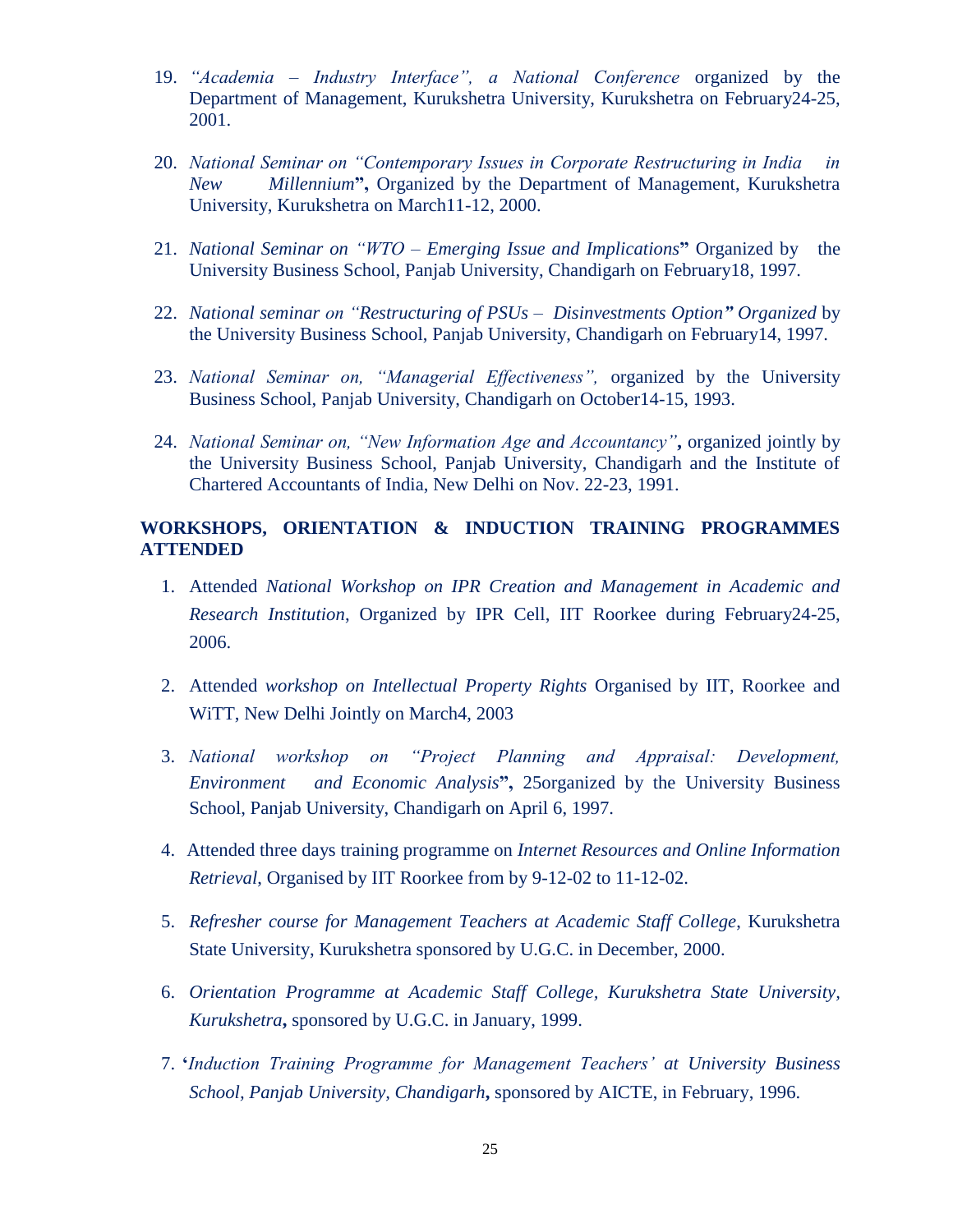19. *"Academia – Industry Interface", a National Conference* organized by the Department of Management, Kurukshetra University, Kurukshetra on February24-25, 2001.

20. *National Seminar on "Contemporary Issues in Corporate Restructuring in India in New Millennium***",** Organized by the Department of Management, Kurukshetra University, Kurukshetra on March11-12, 2000.

21. *National Seminar on "WTO – Emerging Issue and Implications***"** Organized by the University Business School, Panjab University, Chandigarh on February18, 1997.

22. *National seminar on "Restructuring of PSUs – Disinvestments Option***"** *Organized* by the University Business School, Panjab University, Chandigarh on February14, 1997.

23. *National Seminar on, "Managerial Effectiveness",* organized by the University Business School, Panjab University, Chandigarh on October14-15, 1993.

24. *National Seminar on, "New Information Age and Accountancy"***,** organized jointly by the University Business School, Panjab University, Chandigarh and the Institute of Chartered Accountants of India, New Delhi on Nov. 22-23, 1991.

## WORKSHOPS, ORIENTATION & INDUCTION TRAINING PROGRAMMES ATTENDED

1. Attended *National Workshop on IPR Creation and Management in Academic and Research Institution*, Organized by IPR Cell, IIT Roorkee during February24-25, 2006.

2. Attended *workshop on Intellectual Property Rights* Organised by IIT, Roorkee and WiTT, New Delhi Jointly on March4, 2003

3. *National workshop on "Project Planning and Appraisal: Development, Environment and Economic Analysis***",** 25organized by the University Business School, Panjab University, Chandigarh on April 6, 1997.

4. Attended three days training programme on *Internet Resources and Online Information Retrieval*, Organised by IIT Roorkee from by 9-12-02 to 11-12-02.

5. *Refresher course for Management Teachers at Academic Staff College*, Kurukshetra State University, Kurukshetra sponsored by U.G.C. in December, 2000.

6. *Orientation Programme at Academic Staff College, Kurukshetra State University, Kurukshetra***,** sponsored by U.G.C. in January, 1999.

7. **'***Induction Training Programme for Management Teachers' at University Business School, Panjab University, Chandigarh***,** sponsored by AICTE, in February, 1996.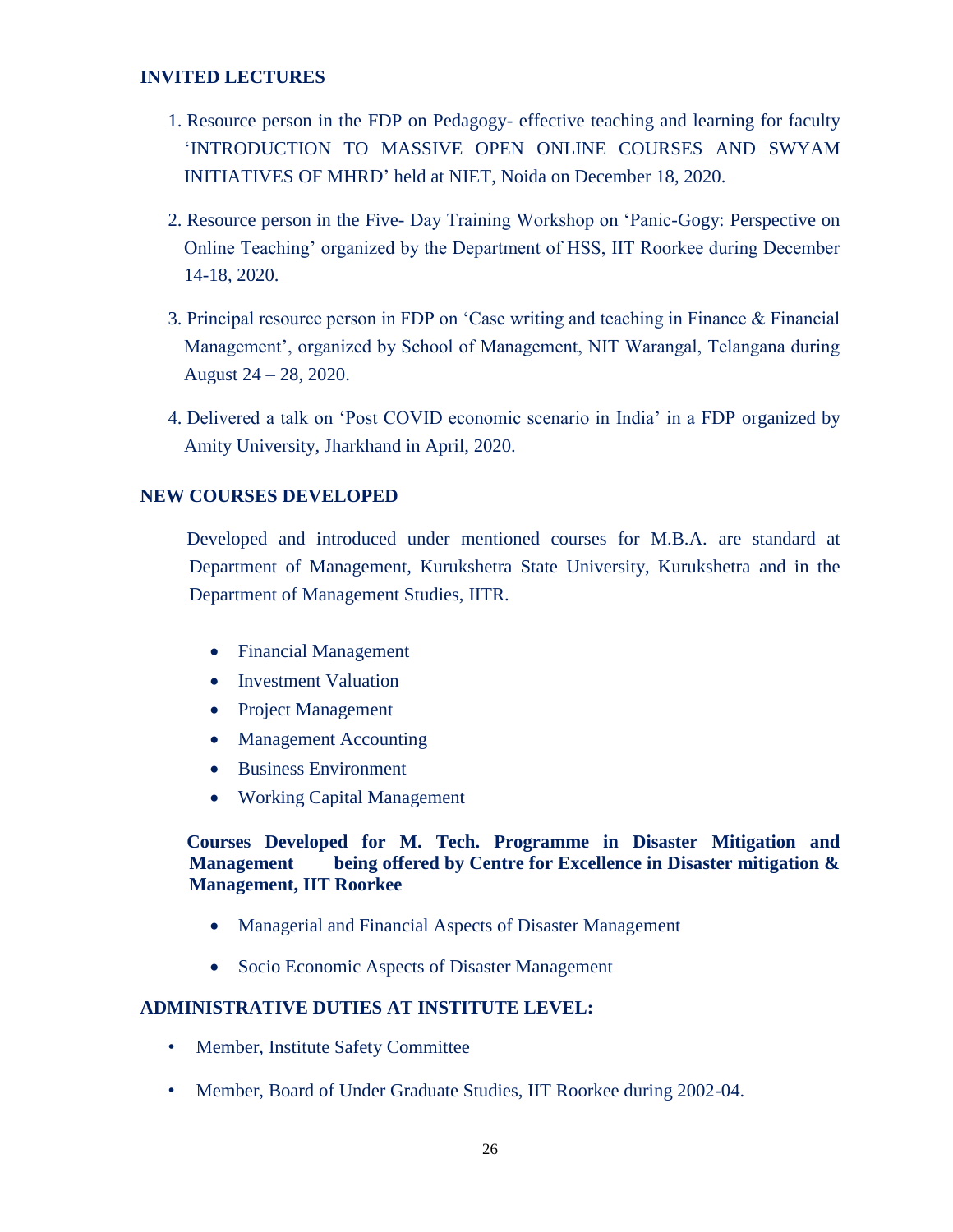## INVITED LECTURES

1. Resource person in the FDP on Pedagogy- effective teaching and learning for faculty 'INTRODUCTION TO MASSIVE OPEN ONLINE COURSES AND SWYAM INITIATIVES OF MHRD' held at NIET, Noida on December 18, 2020.

2. Resource person in the Five- Day Training Workshop on 'Panic-Gogy: Perspective on Online Teaching' organized by the Department of HSS, IIT Roorkee during December 14-18, 2020.

3. Principal resource person in FDP on 'Case writing and teaching in Finance & Financial Management', organized by School of Management, NIT Warangal, Telangana during August 24 – 28, 2020.

4. Delivered a talk on 'Post COVID economic scenario in India' in a FDP organized by Amity University, Jharkhand in April, 2020.

## NEW COURSES DEVELOPED

Developed and introduced under mentioned courses for M.B.A. are standard at Department of Management, Kurukshetra State University, Kurukshetra and in the Department of Management Studies, IITR.

- Financial Management
- Investment Valuation
- Project Management
- Management Accounting
- Business Environment
- Working Capital Management

**Courses Developed for M. Tech. Programme in Disaster Mitigation and Management being offered by Centre for Excellence in Disaster mitigation & Management, IIT Roorkee**

- Managerial and Financial Aspects of Disaster Management
- Socio Economic Aspects of Disaster Management

## ADMINISTRATIVE DUTIES AT INSTITUTE LEVEL:

- Member, Institute Safety Committee
- Member, Board of Under Graduate Studies, IIT Roorkee during 2002-04.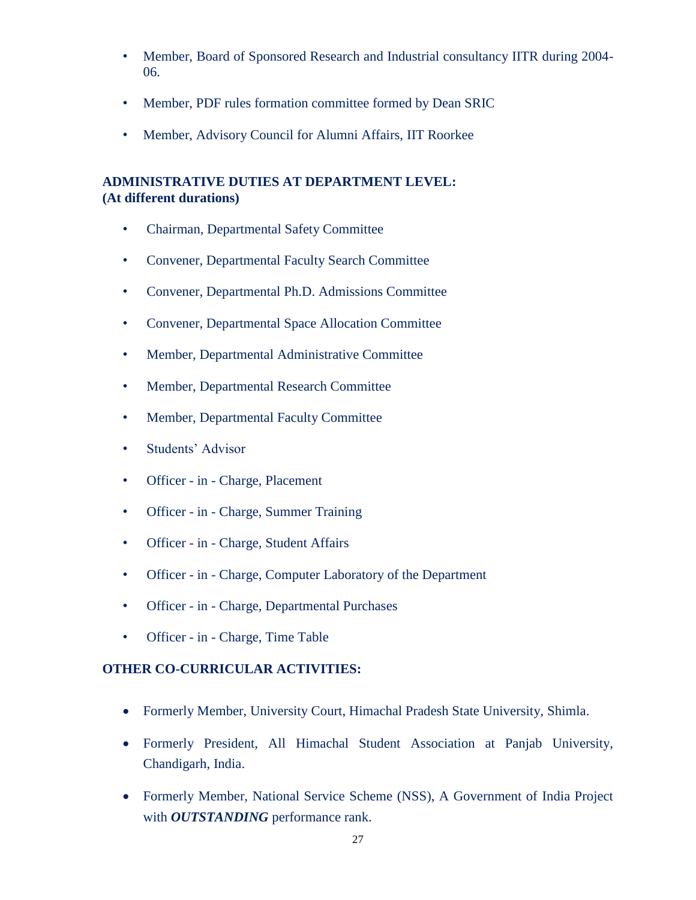- Member, Board of Sponsored Research and Industrial consultancy IITR during 2004-06.
- Member, PDF rules formation committee formed by Dean SRIC
- Member, Advisory Council for Alumni Affairs, IIT Roorkee

**ADMINISTRATIVE DUTIES AT DEPARTMENT LEVEL:**
**(At different durations)**

- Chairman, Departmental Safety Committee
- Convener, Departmental Faculty Search Committee
- Convener, Departmental Ph.D. Admissions Committee
- Convener, Departmental Space Allocation Committee
- Member, Departmental Administrative Committee
- Member, Departmental Research Committee
- Member, Departmental Faculty Committee
- Students' Advisor
- Officer - in - Charge, Placement
- Officer - in - Charge, Summer Training
- Officer - in - Charge, Student Affairs
- Officer - in - Charge, Computer Laboratory of the Department
- Officer - in - Charge, Departmental Purchases
- Officer - in - Charge, Time Table

**OTHER CO-CURRICULAR ACTIVITIES:**

- Formerly Member, University Court, Himachal Pradesh State University, Shimla.
- Formerly President, All Himachal Student Association at Panjab University, Chandigarh, India.
- Formerly Member, National Service Scheme (NSS), A Government of India Project with ***OUTSTANDING*** performance rank.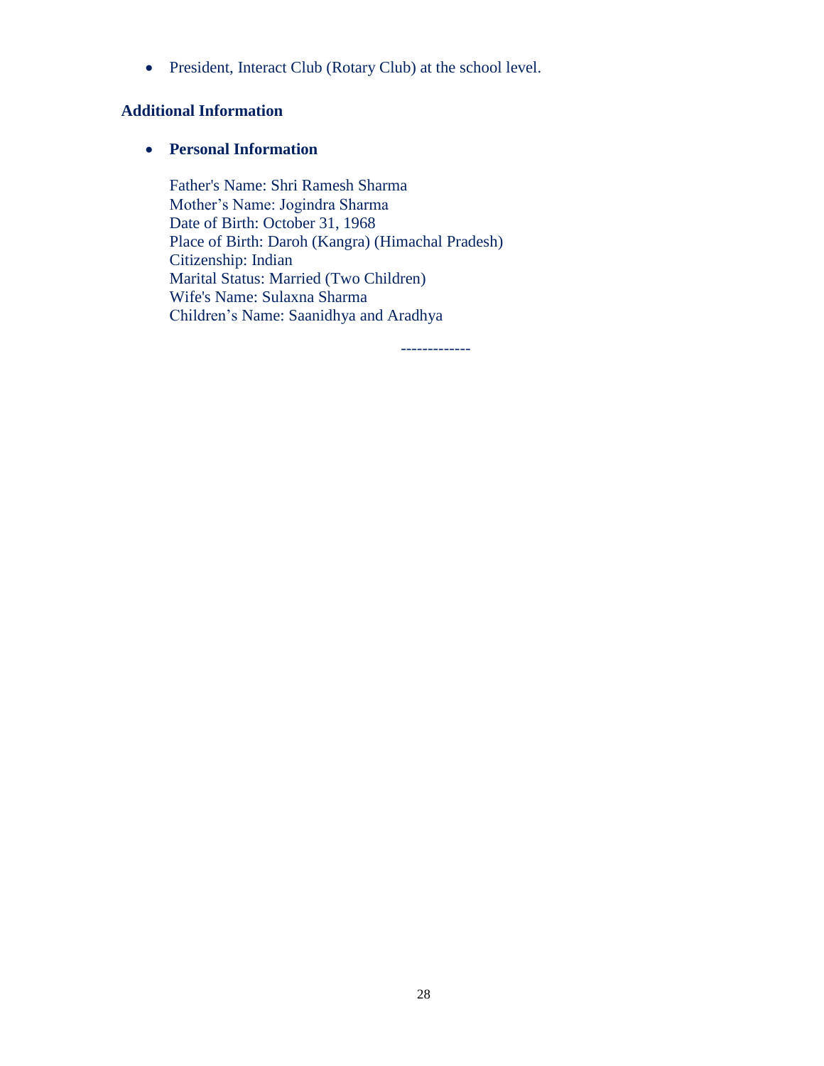- President, Interact Club (Rotary Club) at the school level.

## Additional Information

- **Personal Information**

  Father's Name: Shri Ramesh Sharma
  Mother's Name: Jogindra Sharma
  Date of Birth: October 31, 1968
  Place of Birth: Daroh (Kangra) (Himachal Pradesh)
  Citizenship: Indian
  Marital Status: Married (Two Children)
  Wife's Name: Sulaxna Sharma
  Children's Name: Saanidhya and Aradhya

-------------